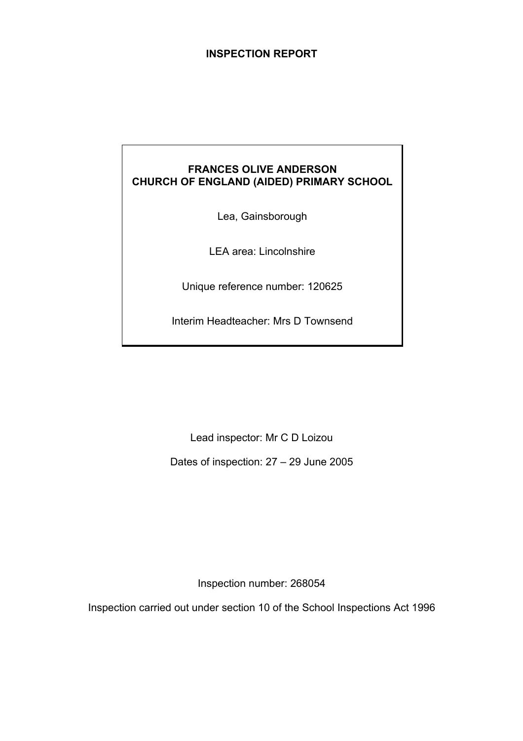# INSPECTION REPORT

**FRANCES OLIVE ANDERSON**
**CHURCH OF ENGLAND (AIDED) PRIMARY SCHOOL**

Lea, Gainsborough

LEA area: Lincolnshire

Unique reference number: 120625

Interim Headteacher: Mrs D Townsend

Lead inspector: Mr C D Loizou

Dates of inspection: 27 – 29 June 2005

Inspection number: 268054

Inspection carried out under section 10 of the School Inspections Act 1996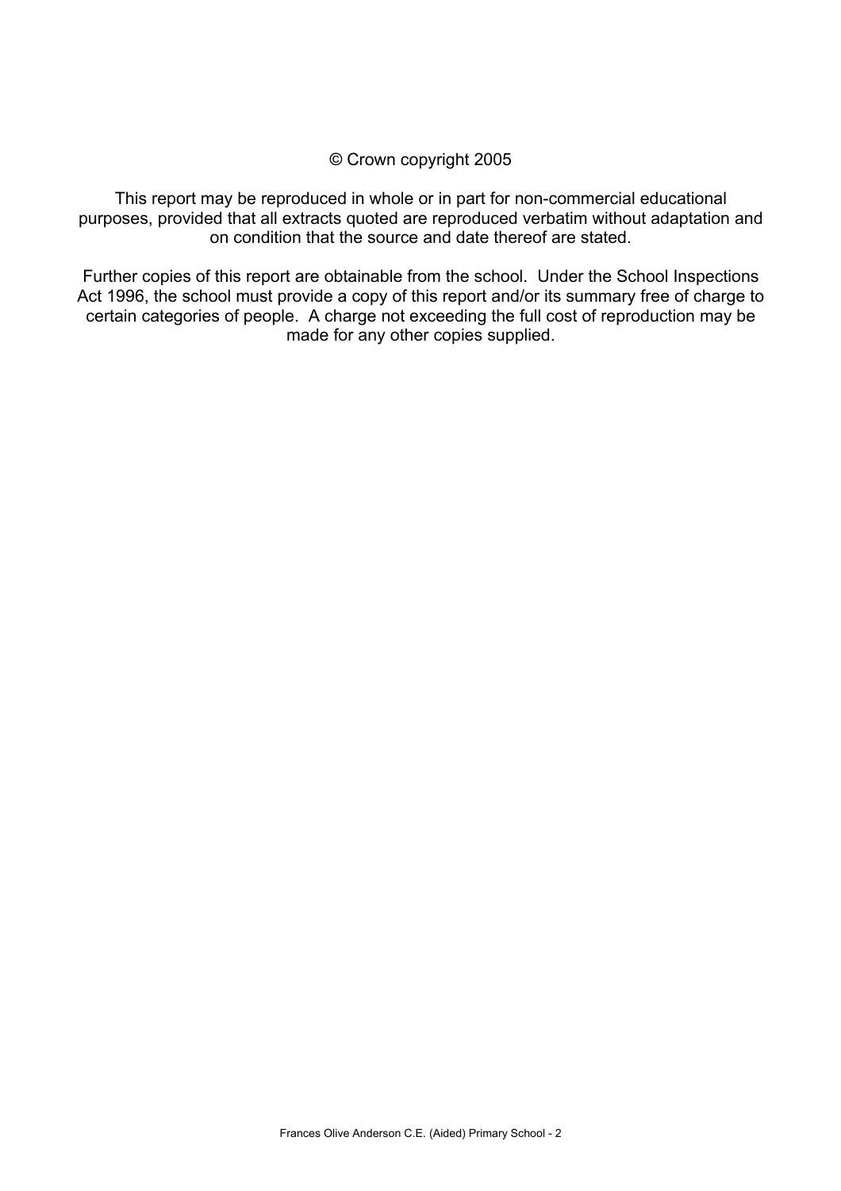© Crown copyright 2005

This report may be reproduced in whole or in part for non-commercial educational purposes, provided that all extracts quoted are reproduced verbatim without adaptation and on condition that the source and date thereof are stated.

Further copies of this report are obtainable from the school. Under the School Inspections Act 1996, the school must provide a copy of this report and/or its summary free of charge to certain categories of people. A charge not exceeding the full cost of reproduction may be made for any other copies supplied.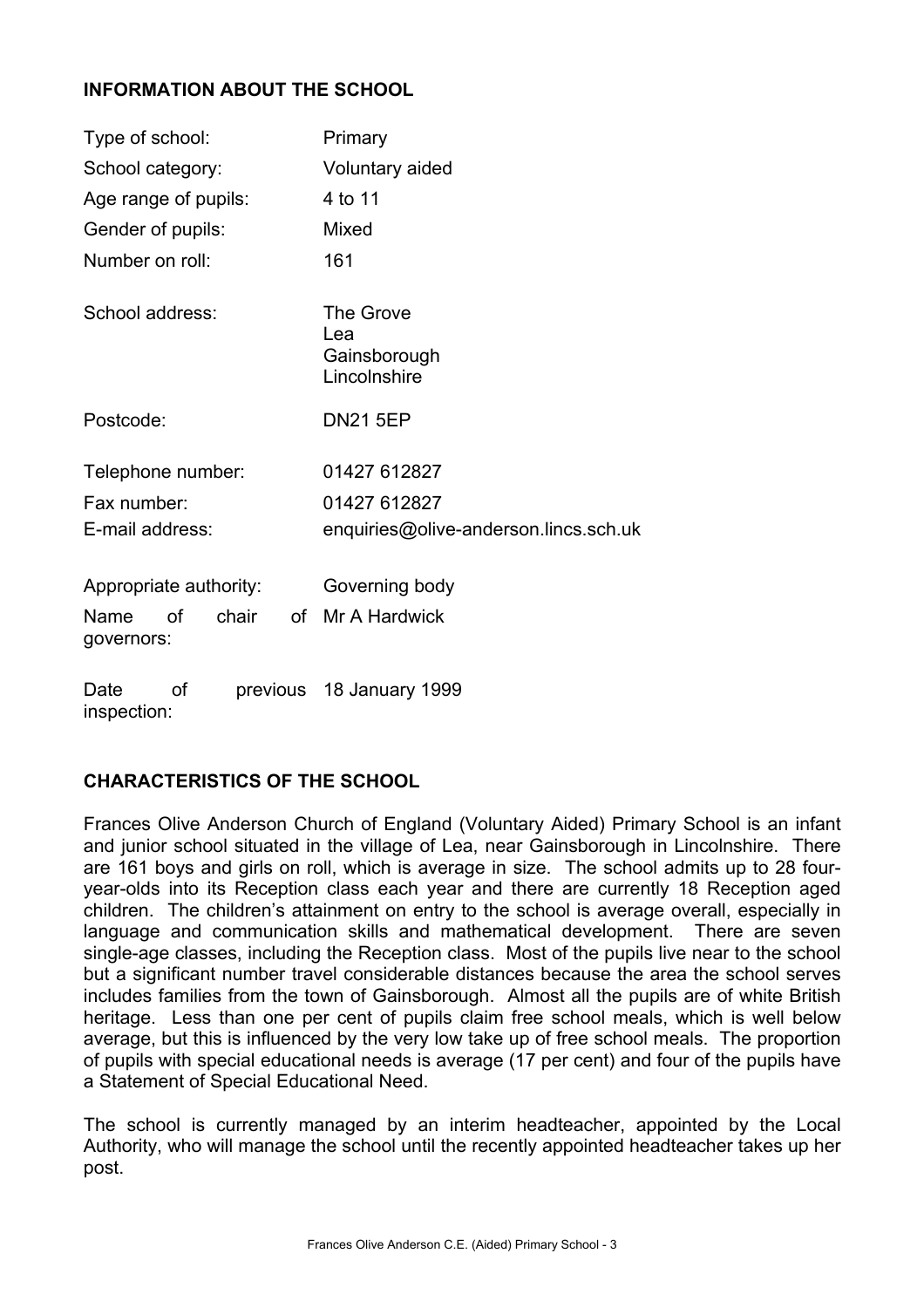## INFORMATION ABOUT THE SCHOOL

| | |
|---|---|
| Type of school: | Primary |
| School category: | Voluntary aided |
| Age range of pupils: | 4 to 11 |
| Gender of pupils: | Mixed |
| Number on roll: | 161 |
| School address: | The Grove<br>Lea<br>Gainsborough<br>Lincolnshire |
| Postcode: | DN21 5EP |
| Telephone number: | 01427 612827 |
| Fax number: | 01427 612827 |
| E-mail address: | enquiries@olive-anderson.lincs.sch.uk |
| Appropriate authority: | Governing body |
| Name of chair of governors: | Mr A Hardwick |
| Date of previous inspection: | 18 January 1999 |

## CHARACTERISTICS OF THE SCHOOL

Frances Olive Anderson Church of England (Voluntary Aided) Primary School is an infant and junior school situated in the village of Lea, near Gainsborough in Lincolnshire. There are 161 boys and girls on roll, which is average in size. The school admits up to 28 four-year-olds into its Reception class each year and there are currently 18 Reception aged children. The children's attainment on entry to the school is average overall, especially in language and communication skills and mathematical development. There are seven single-age classes, including the Reception class. Most of the pupils live near to the school but a significant number travel considerable distances because the area the school serves includes families from the town of Gainsborough. Almost all the pupils are of white British heritage. Less than one per cent of pupils claim free school meals, which is well below average, but this is influenced by the very low take up of free school meals. The proportion of pupils with special educational needs is average (17 per cent) and four of the pupils have a Statement of Special Educational Need.

The school is currently managed by an interim headteacher, appointed by the Local Authority, who will manage the school until the recently appointed headteacher takes up her post.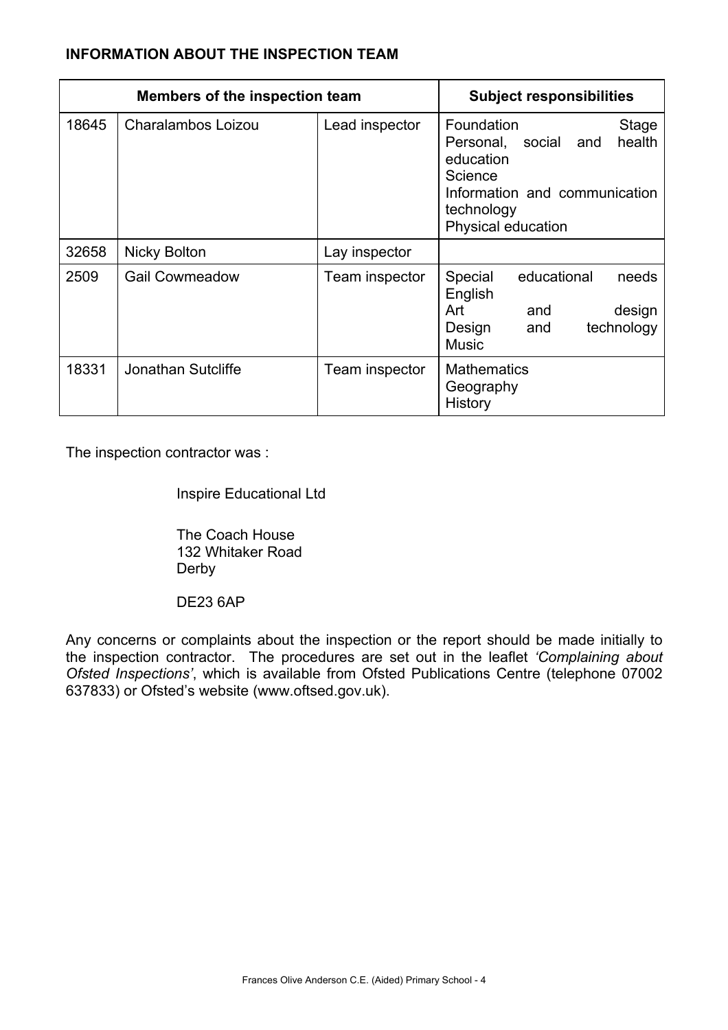**INFORMATION ABOUT THE INSPECTION TEAM**

| Members of the inspection team | | | Subject responsibilities |
|---|---|---|---|
| 18645 | Charalambos Loizou | Lead inspector | Foundation Stage<br>Personal, social and health education<br>Science<br>Information and communication technology<br>Physical education |
| 32658 | Nicky Bolton | Lay inspector | |
| 2509 | Gail Cowmeadow | Team inspector | Special educational needs<br>English<br>Art and design<br>Design and technology<br>Music |
| 18331 | Jonathan Sutcliffe | Team inspector | Mathematics<br>Geography<br>History |

The inspection contractor was :

Inspire Educational Ltd

The Coach House
132 Whitaker Road
Derby

DE23 6AP

Any concerns or complaints about the inspection or the report should be made initially to the inspection contractor. The procedures are set out in the leaflet *'Complaining about Ofsted Inspections'*, which is available from Ofsted Publications Centre (telephone 07002 637833) or Ofsted's website (www.oftsed.gov.uk).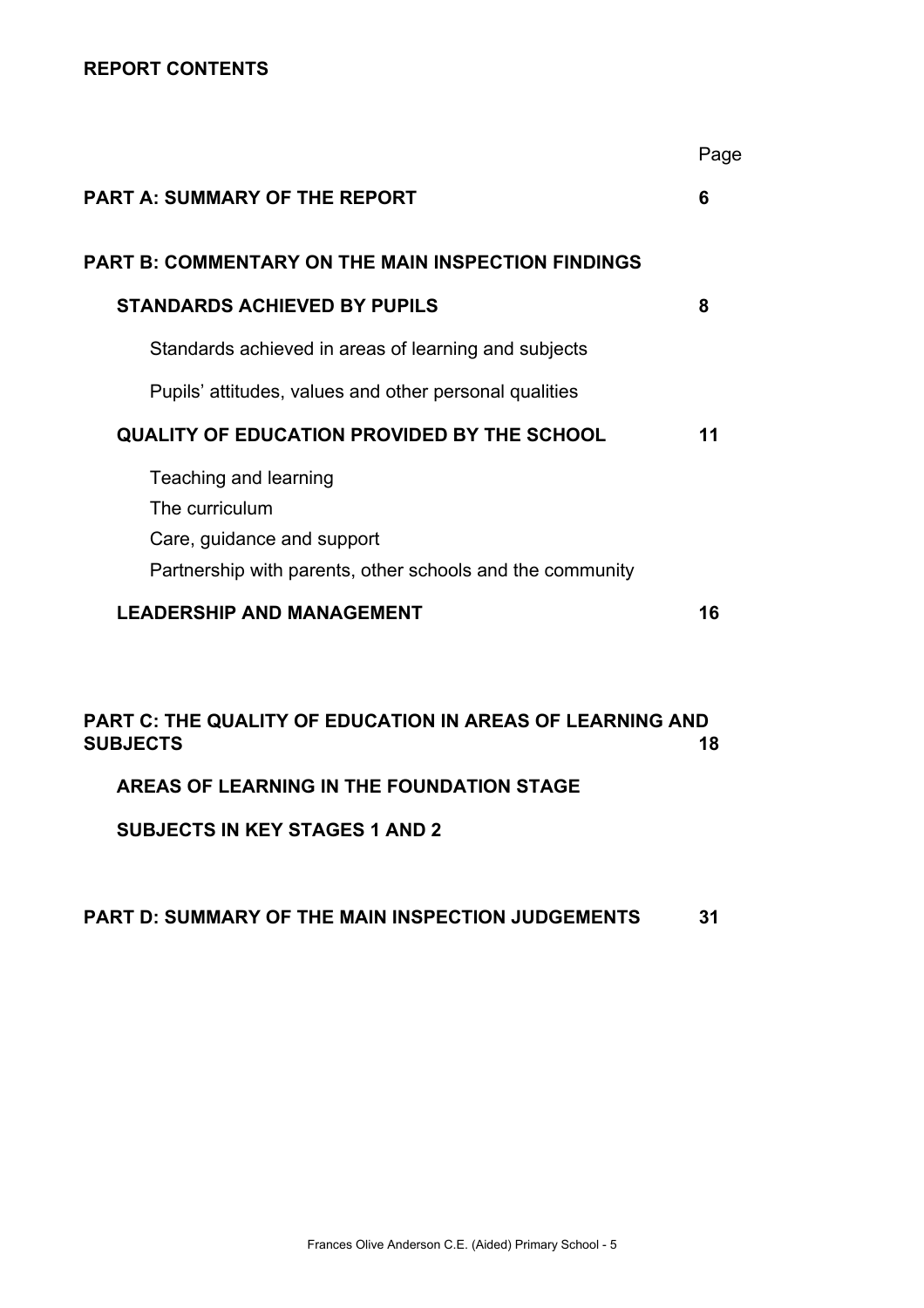**REPORT CONTENTS**

| | Page |
|---|---|
| **PART A: SUMMARY OF THE REPORT** | **6** |
| **PART B: COMMENTARY ON THE MAIN INSPECTION FINDINGS** | |
| **STANDARDS ACHIEVED BY PUPILS** | **8** |
| Standards achieved in areas of learning and subjects | |
| Pupils' attitudes, values and other personal qualities | |
| **QUALITY OF EDUCATION PROVIDED BY THE SCHOOL** | **11** |
| Teaching and learning | |
| The curriculum | |
| Care, guidance and support | |
| Partnership with parents, other schools and the community | |
| **LEADERSHIP AND MANAGEMENT** | **16** |
| **PART C: THE QUALITY OF EDUCATION IN AREAS OF LEARNING AND SUBJECTS** | **18** |
| **AREAS OF LEARNING IN THE FOUNDATION STAGE** | |
| **SUBJECTS IN KEY STAGES 1 AND 2** | |
| **PART D: SUMMARY OF THE MAIN INSPECTION JUDGEMENTS** | **31** |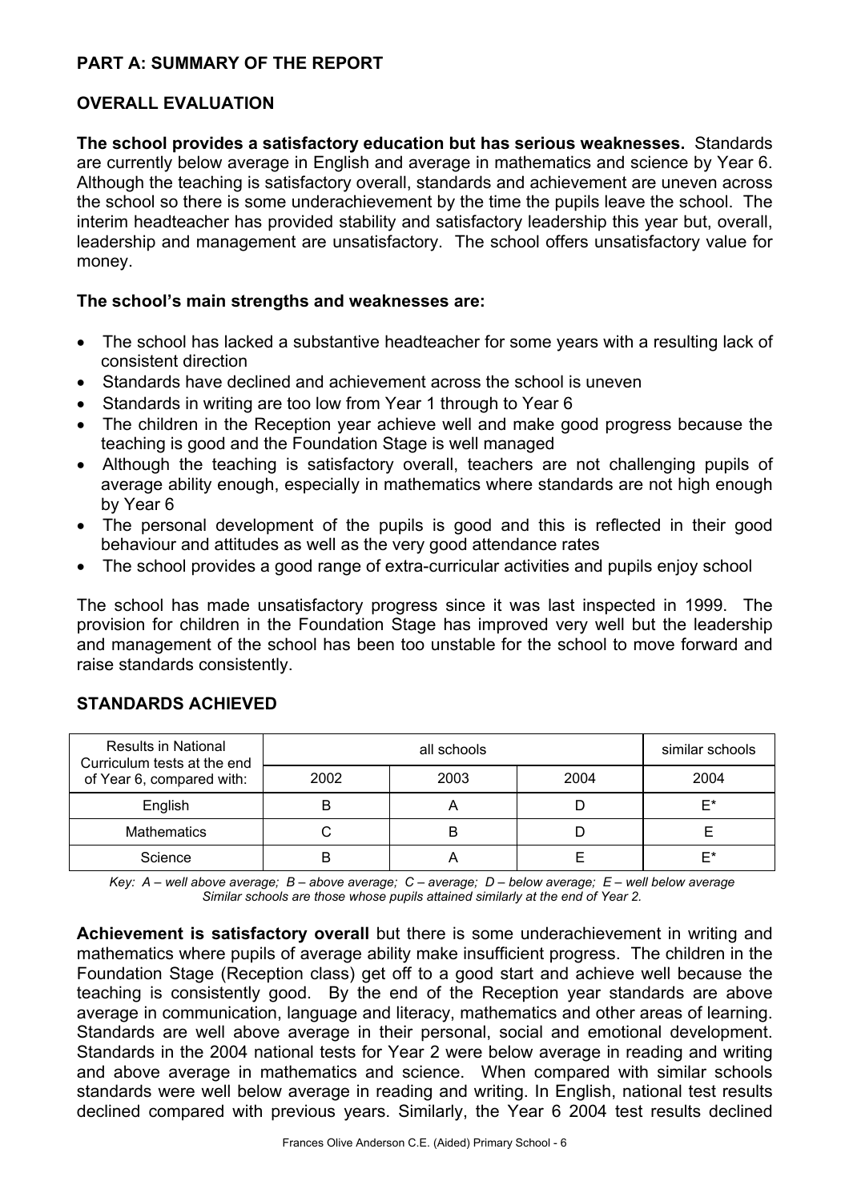## PART A: SUMMARY OF THE REPORT

### OVERALL EVALUATION

**The school provides a satisfactory education but has serious weaknesses.** Standards are currently below average in English and average in mathematics and science by Year 6. Although the teaching is satisfactory overall, standards and achievement are uneven across the school so there is some underachievement by the time the pupils leave the school. The interim headteacher has provided stability and satisfactory leadership this year but, overall, leadership and management are unsatisfactory. The school offers unsatisfactory value for money.

**The school's main strengths and weaknesses are:**

- The school has lacked a substantive headteacher for some years with a resulting lack of consistent direction
- Standards have declined and achievement across the school is uneven
- Standards in writing are too low from Year 1 through to Year 6
- The children in the Reception year achieve well and make good progress because the teaching is good and the Foundation Stage is well managed
- Although the teaching is satisfactory overall, teachers are not challenging pupils of average ability enough, especially in mathematics where standards are not high enough by Year 6
- The personal development of the pupils is good and this is reflected in their good behaviour and attitudes as well as the very good attendance rates
- The school provides a good range of extra-curricular activities and pupils enjoy school

The school has made unsatisfactory progress since it was last inspected in 1999. The provision for children in the Foundation Stage has improved very well but the leadership and management of the school has been too unstable for the school to move forward and raise standards consistently.

### STANDARDS ACHIEVED

| Results in National Curriculum tests at the end of Year 6, compared with: | all schools | | | similar schools |
|---|---|---|---|---|
| | 2002 | 2003 | 2004 | 2004 |
| English | B | A | D | E* |
| Mathematics | C | B | D | E |
| Science | B | A | E | E* |

*Key: A – well above average; B – above average; C – average; D – below average; E – well below average*
*Similar schools are those whose pupils attained similarly at the end of Year 2.*

**Achievement is satisfactory overall** but there is some underachievement in writing and mathematics where pupils of average ability make insufficient progress. The children in the Foundation Stage (Reception class) get off to a good start and achieve well because the teaching is consistently good. By the end of the Reception year standards are above average in communication, language and literacy, mathematics and other areas of learning. Standards are well above average in their personal, social and emotional development. Standards in the 2004 national tests for Year 2 were below average in reading and writing and above average in mathematics and science. When compared with similar schools standards were well below average in reading and writing. In English, national test results declined compared with previous years. Similarly, the Year 6 2004 test results declined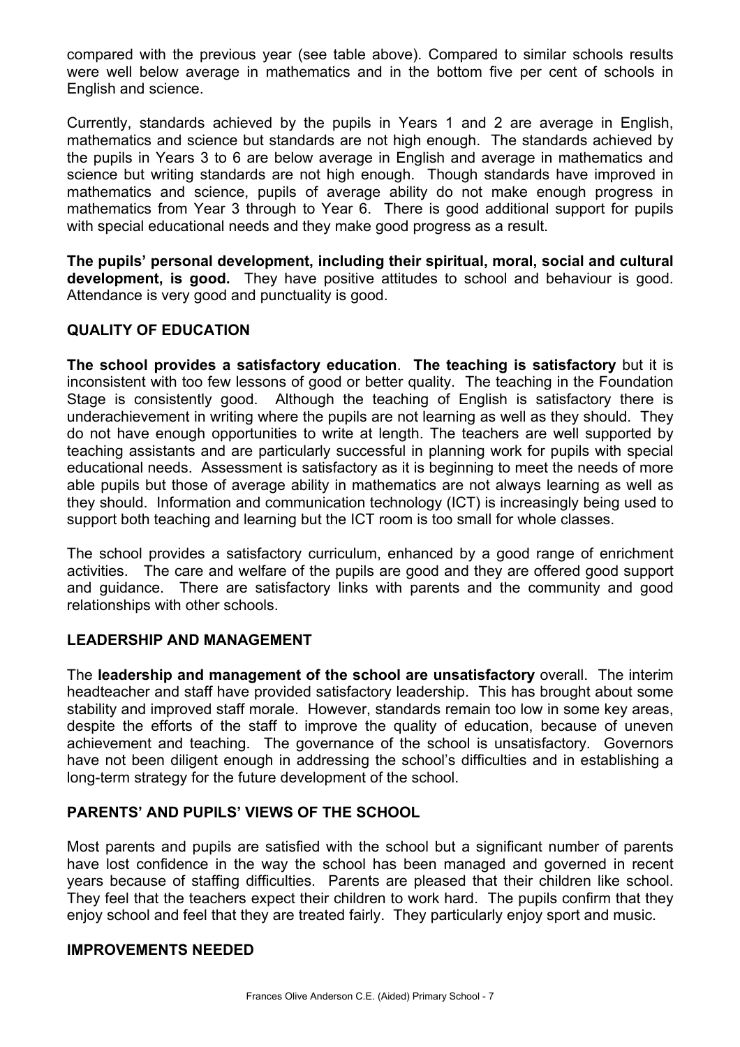compared with the previous year (see table above). Compared to similar schools results were well below average in mathematics and in the bottom five per cent of schools in English and science.

Currently, standards achieved by the pupils in Years 1 and 2 are average in English, mathematics and science but standards are not high enough. The standards achieved by the pupils in Years 3 to 6 are below average in English and average in mathematics and science but writing standards are not high enough. Though standards have improved in mathematics and science, pupils of average ability do not make enough progress in mathematics from Year 3 through to Year 6. There is good additional support for pupils with special educational needs and they make good progress as a result.

**The pupils' personal development, including their spiritual, moral, social and cultural development, is good.** They have positive attitudes to school and behaviour is good. Attendance is very good and punctuality is good.

## QUALITY OF EDUCATION

**The school provides a satisfactory education**. **The teaching is satisfactory** but it is inconsistent with too few lessons of good or better quality. The teaching in the Foundation Stage is consistently good. Although the teaching of English is satisfactory there is underachievement in writing where the pupils are not learning as well as they should. They do not have enough opportunities to write at length. The teachers are well supported by teaching assistants and are particularly successful in planning work for pupils with special educational needs. Assessment is satisfactory as it is beginning to meet the needs of more able pupils but those of average ability in mathematics are not always learning as well as they should. Information and communication technology (ICT) is increasingly being used to support both teaching and learning but the ICT room is too small for whole classes.

The school provides a satisfactory curriculum, enhanced by a good range of enrichment activities. The care and welfare of the pupils are good and they are offered good support and guidance. There are satisfactory links with parents and the community and good relationships with other schools.

## LEADERSHIP AND MANAGEMENT

The **leadership and management of the school are unsatisfactory** overall. The interim headteacher and staff have provided satisfactory leadership. This has brought about some stability and improved staff morale. However, standards remain too low in some key areas, despite the efforts of the staff to improve the quality of education, because of uneven achievement and teaching. The governance of the school is unsatisfactory. Governors have not been diligent enough in addressing the school's difficulties and in establishing a long-term strategy for the future development of the school.

## PARENTS' AND PUPILS' VIEWS OF THE SCHOOL

Most parents and pupils are satisfied with the school but a significant number of parents have lost confidence in the way the school has been managed and governed in recent years because of staffing difficulties. Parents are pleased that their children like school. They feel that the teachers expect their children to work hard. The pupils confirm that they enjoy school and feel that they are treated fairly. They particularly enjoy sport and music.

## IMPROVEMENTS NEEDED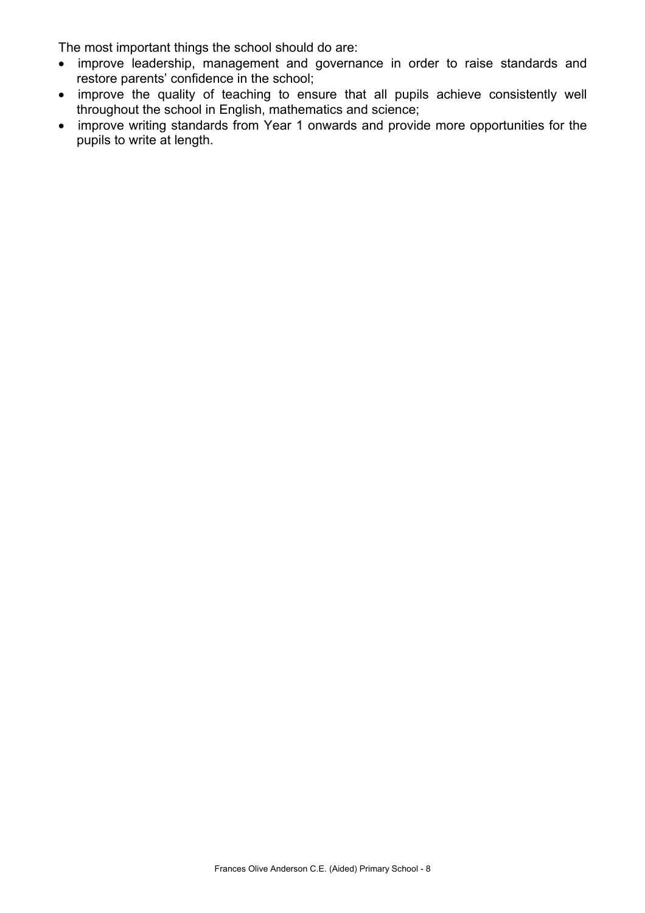The most important things the school should do are:

- improve leadership, management and governance in order to raise standards and restore parents' confidence in the school;
- improve the quality of teaching to ensure that all pupils achieve consistently well throughout the school in English, mathematics and science;
- improve writing standards from Year 1 onwards and provide more opportunities for the pupils to write at length.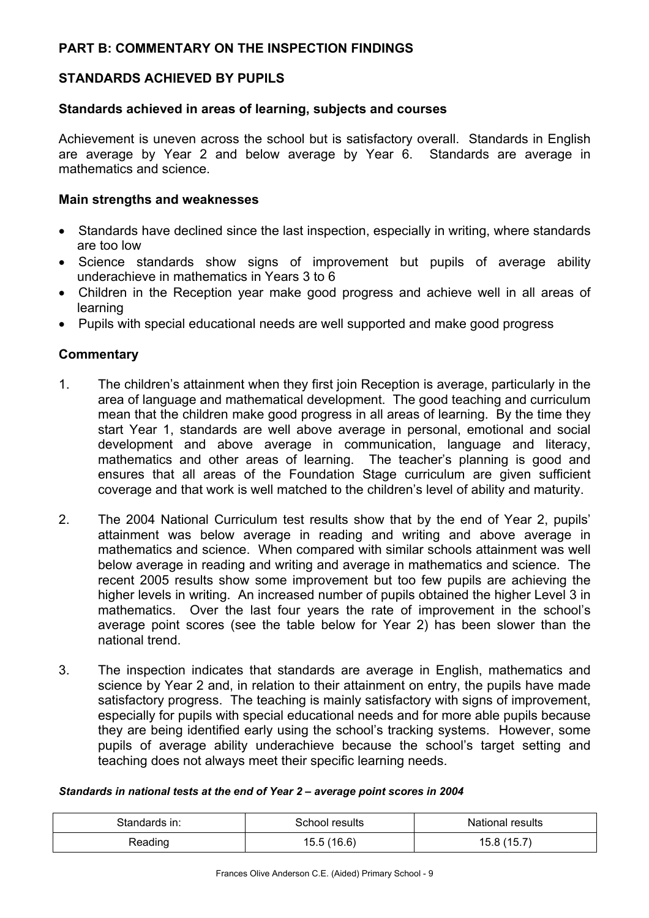## PART B: COMMENTARY ON THE INSPECTION FINDINGS

## STANDARDS ACHIEVED BY PUPILS

### Standards achieved in areas of learning, subjects and courses

Achievement is uneven across the school but is satisfactory overall. Standards in English are average by Year 2 and below average by Year 6. Standards are average in mathematics and science.

### Main strengths and weaknesses

- Standards have declined since the last inspection, especially in writing, where standards are too low
- Science standards show signs of improvement but pupils of average ability underachieve in mathematics in Years 3 to 6
- Children in the Reception year make good progress and achieve well in all areas of learning
- Pupils with special educational needs are well supported and make good progress

### Commentary

1. The children's attainment when they first join Reception is average, particularly in the area of language and mathematical development. The good teaching and curriculum mean that the children make good progress in all areas of learning. By the time they start Year 1, standards are well above average in personal, emotional and social development and above average in communication, language and literacy, mathematics and other areas of learning. The teacher's planning is good and ensures that all areas of the Foundation Stage curriculum are given sufficient coverage and that work is well matched to the children's level of ability and maturity.

2. The 2004 National Curriculum test results show that by the end of Year 2, pupils' attainment was below average in reading and writing and above average in mathematics and science. When compared with similar schools attainment was well below average in reading and writing and average in mathematics and science. The recent 2005 results show some improvement but too few pupils are achieving the higher levels in writing. An increased number of pupils obtained the higher Level 3 in mathematics. Over the last four years the rate of improvement in the school's average point scores (see the table below for Year 2) has been slower than the national trend.

3. The inspection indicates that standards are average in English, mathematics and science by Year 2 and, in relation to their attainment on entry, the pupils have made satisfactory progress. The teaching is mainly satisfactory with signs of improvement, especially for pupils with special educational needs and for more able pupils because they are being identified early using the school's tracking systems. However, some pupils of average ability underachieve because the school's target setting and teaching does not always meet their specific learning needs.

***Standards in national tests at the end of Year 2 – average point scores in 2004***

| Standards in: | School results | National results |
|---|---|---|
| Reading | 15.5 (16.6) | 15.8 (15.7) |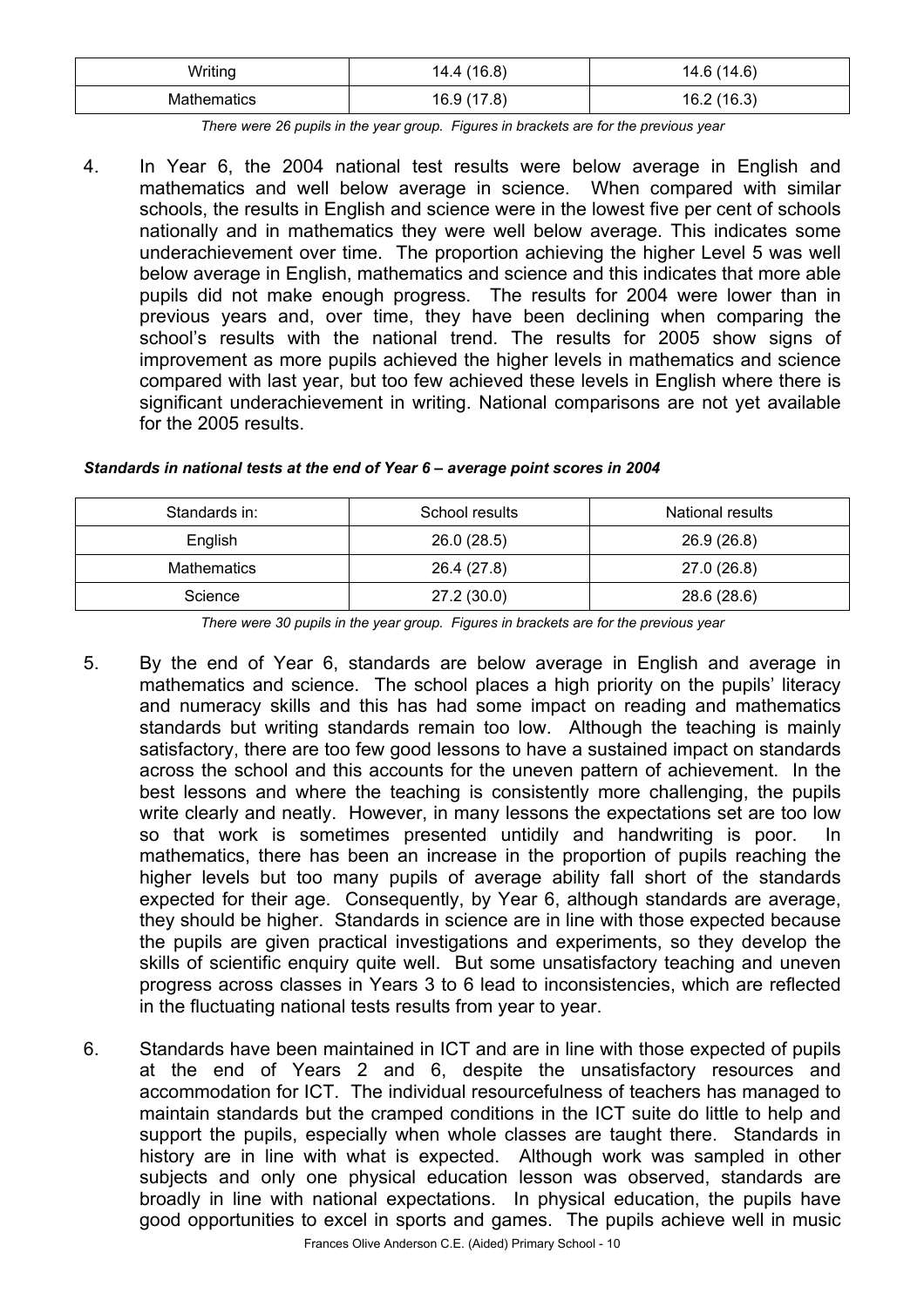| | | |
|---|---|---|
| Writing | 14.4 (16.8) | 14.6 (14.6) |
| Mathematics | 16.9 (17.8) | 16.2 (16.3) |

*There were 26 pupils in the year group. Figures in brackets are for the previous year*

4. In Year 6, the 2004 national test results were below average in English and mathematics and well below average in science. When compared with similar schools, the results in English and science were in the lowest five per cent of schools nationally and in mathematics they were well below average. This indicates some underachievement over time. The proportion achieving the higher Level 5 was well below average in English, mathematics and science and this indicates that more able pupils did not make enough progress. The results for 2004 were lower than in previous years and, over time, they have been declining when comparing the school's results with the national trend. The results for 2005 show signs of improvement as more pupils achieved the higher levels in mathematics and science compared with last year, but too few achieved these levels in English where there is significant underachievement in writing. National comparisons are not yet available for the 2005 results.

***Standards in national tests at the end of Year 6 – average point scores in 2004***

| Standards in: | School results | National results |
|---|---|---|
| English | 26.0 (28.5) | 26.9 (26.8) |
| Mathematics | 26.4 (27.8) | 27.0 (26.8) |
| Science | 27.2 (30.0) | 28.6 (28.6) |

*There were 30 pupils in the year group. Figures in brackets are for the previous year*

5. By the end of Year 6, standards are below average in English and average in mathematics and science. The school places a high priority on the pupils' literacy and numeracy skills and this has had some impact on reading and mathematics standards but writing standards remain too low. Although the teaching is mainly satisfactory, there are too few good lessons to have a sustained impact on standards across the school and this accounts for the uneven pattern of achievement. In the best lessons and where the teaching is consistently more challenging, the pupils write clearly and neatly. However, in many lessons the expectations set are too low so that work is sometimes presented untidily and handwriting is poor. In mathematics, there has been an increase in the proportion of pupils reaching the higher levels but too many pupils of average ability fall short of the standards expected for their age. Consequently, by Year 6, although standards are average, they should be higher. Standards in science are in line with those expected because the pupils are given practical investigations and experiments, so they develop the skills of scientific enquiry quite well. But some unsatisfactory teaching and uneven progress across classes in Years 3 to 6 lead to inconsistencies, which are reflected in the fluctuating national tests results from year to year.

6. Standards have been maintained in ICT and are in line with those expected of pupils at the end of Years 2 and 6, despite the unsatisfactory resources and accommodation for ICT. The individual resourcefulness of teachers has managed to maintain standards but the cramped conditions in the ICT suite do little to help and support the pupils, especially when whole classes are taught there. Standards in history are in line with what is expected. Although work was sampled in other subjects and only one physical education lesson was observed, standards are broadly in line with national expectations. In physical education, the pupils have good opportunities to excel in sports and games. The pupils achieve well in music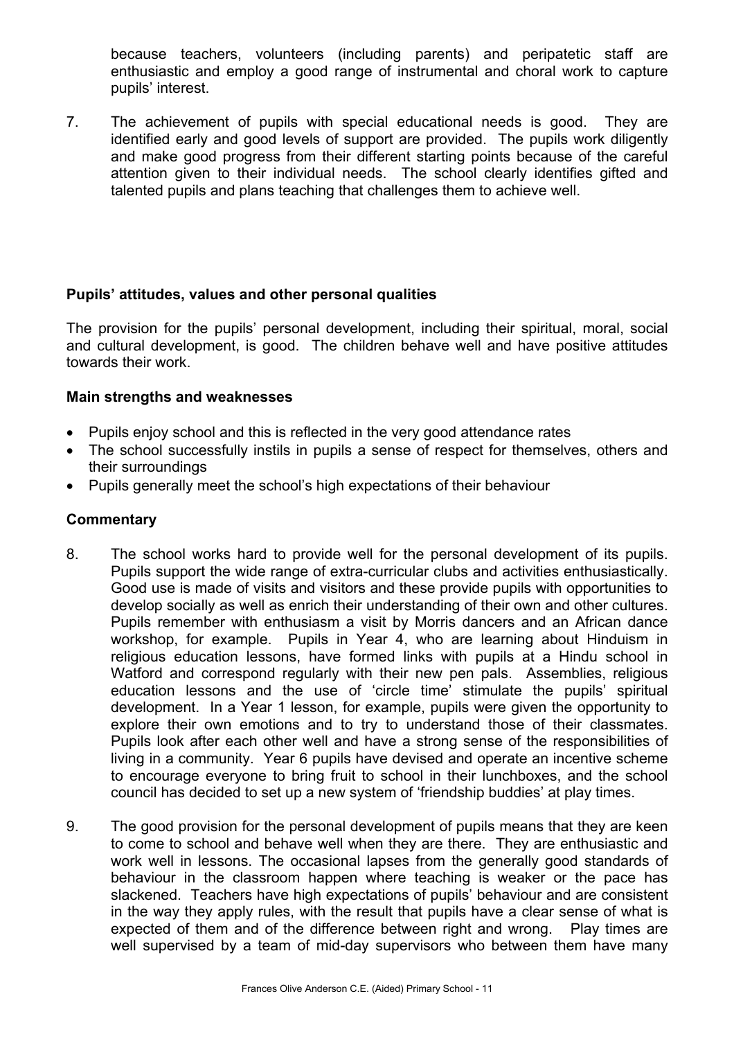because teachers, volunteers (including parents) and peripatetic staff are enthusiastic and employ a good range of instrumental and choral work to capture pupils' interest.

7. The achievement of pupils with special educational needs is good. They are identified early and good levels of support are provided. The pupils work diligently and make good progress from their different starting points because of the careful attention given to their individual needs. The school clearly identifies gifted and talented pupils and plans teaching that challenges them to achieve well.

### Pupils' attitudes, values and other personal qualities

The provision for the pupils' personal development, including their spiritual, moral, social and cultural development, is good. The children behave well and have positive attitudes towards their work.

#### Main strengths and weaknesses

- Pupils enjoy school and this is reflected in the very good attendance rates
- The school successfully instils in pupils a sense of respect for themselves, others and their surroundings
- Pupils generally meet the school's high expectations of their behaviour

#### Commentary

8. The school works hard to provide well for the personal development of its pupils. Pupils support the wide range of extra-curricular clubs and activities enthusiastically. Good use is made of visits and visitors and these provide pupils with opportunities to develop socially as well as enrich their understanding of their own and other cultures. Pupils remember with enthusiasm a visit by Morris dancers and an African dance workshop, for example. Pupils in Year 4, who are learning about Hinduism in religious education lessons, have formed links with pupils at a Hindu school in Watford and correspond regularly with their new pen pals. Assemblies, religious education lessons and the use of 'circle time' stimulate the pupils' spiritual development. In a Year 1 lesson, for example, pupils were given the opportunity to explore their own emotions and to try to understand those of their classmates. Pupils look after each other well and have a strong sense of the responsibilities of living in a community. Year 6 pupils have devised and operate an incentive scheme to encourage everyone to bring fruit to school in their lunchboxes, and the school council has decided to set up a new system of 'friendship buddies' at play times.

9. The good provision for the personal development of pupils means that they are keen to come to school and behave well when they are there. They are enthusiastic and work well in lessons. The occasional lapses from the generally good standards of behaviour in the classroom happen where teaching is weaker or the pace has slackened. Teachers have high expectations of pupils' behaviour and are consistent in the way they apply rules, with the result that pupils have a clear sense of what is expected of them and of the difference between right and wrong. Play times are well supervised by a team of mid-day supervisors who between them have many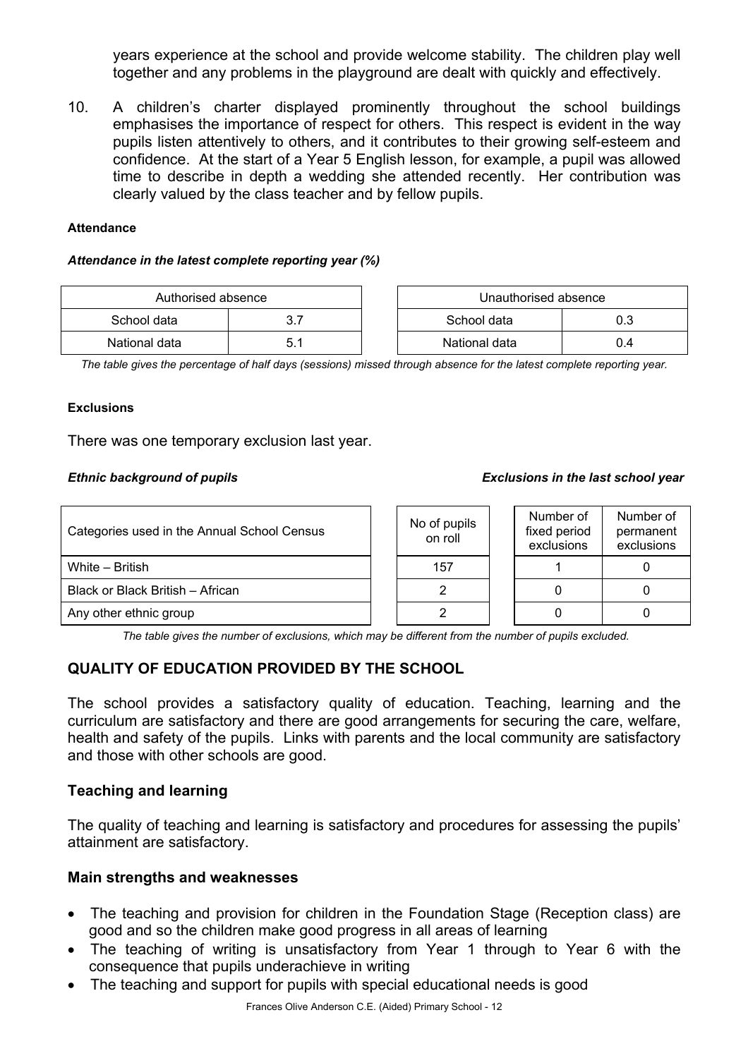years experience at the school and provide welcome stability. The children play well together and any problems in the playground are dealt with quickly and effectively.

10. A children's charter displayed prominently throughout the school buildings emphasises the importance of respect for others. This respect is evident in the way pupils listen attentively to others, and it contributes to their growing self-esteem and confidence. At the start of a Year 5 English lesson, for example, a pupil was allowed time to describe in depth a wedding she attended recently. Her contribution was clearly valued by the class teacher and by fellow pupils.

**Attendance**

***Attendance in the latest complete reporting year (%)***

| Authorised absence | |
|---|---|
| School data | 3.7 |
| National data | 5.1 |

| Unauthorised absence | |
|---|---|
| School data | 0.3 |
| National data | 0.4 |

*The table gives the percentage of half days (sessions) missed through absence for the latest complete reporting year.*

**Exclusions**

There was one temporary exclusion last year.

***Ethnic background of pupils*** ***Exclusions in the last school year***

| Categories used in the Annual School Census | No of pupils on roll | Number of fixed period exclusions | Number of permanent exclusions |
|---|---|---|---|
| White – British | 157 | 1 | 0 |
| Black or Black British – African | 2 | 0 | 0 |
| Any other ethnic group | 2 | 0 | 0 |

*The table gives the number of exclusions, which may be different from the number of pupils excluded.*

## QUALITY OF EDUCATION PROVIDED BY THE SCHOOL

The school provides a satisfactory quality of education. Teaching, learning and the curriculum are satisfactory and there are good arrangements for securing the care, welfare, health and safety of the pupils. Links with parents and the local community are satisfactory and those with other schools are good.

### Teaching and learning

The quality of teaching and learning is satisfactory and procedures for assessing the pupils' attainment are satisfactory.

### Main strengths and weaknesses

- The teaching and provision for children in the Foundation Stage (Reception class) are good and so the children make good progress in all areas of learning
- The teaching of writing is unsatisfactory from Year 1 through to Year 6 with the consequence that pupils underachieve in writing
- The teaching and support for pupils with special educational needs is good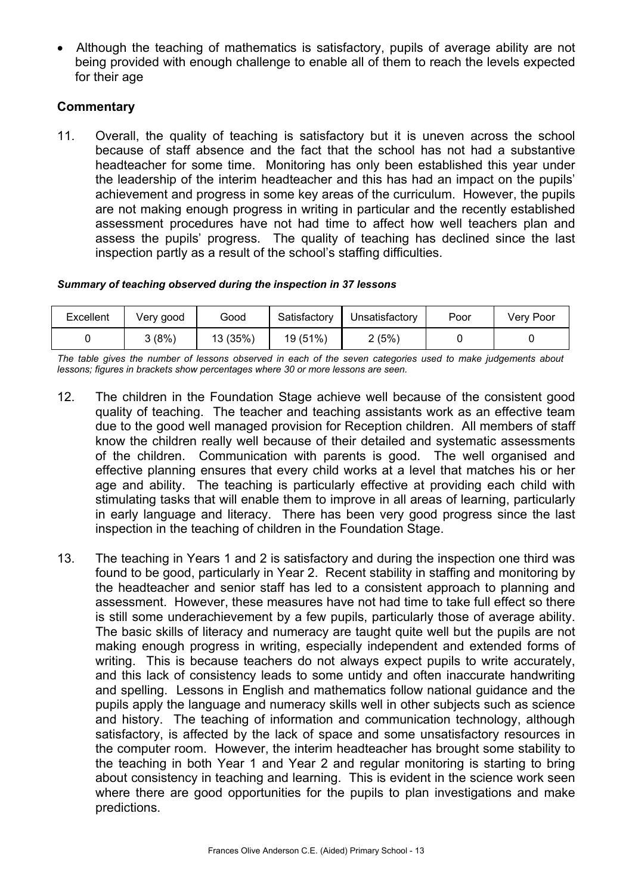- Although the teaching of mathematics is satisfactory, pupils of average ability are not being provided with enough challenge to enable all of them to reach the levels expected for their age

### Commentary

11. Overall, the quality of teaching is satisfactory but it is uneven across the school because of staff absence and the fact that the school has not had a substantive headteacher for some time. Monitoring has only been established this year under the leadership of the interim headteacher and this has had an impact on the pupils' achievement and progress in some key areas of the curriculum. However, the pupils are not making enough progress in writing in particular and the recently established assessment procedures have not had time to affect how well teachers plan and assess the pupils' progress. The quality of teaching has declined since the last inspection partly as a result of the school's staffing difficulties.

***Summary of teaching observed during the inspection in 37 lessons***

| Excellent | Very good | Good | Satisfactory | Unsatisfactory | Poor | Very Poor |
|---|---|---|---|---|---|---|
| 0 | 3 (8%) | 13 (35%) | 19 (51%) | 2 (5%) | 0 | 0 |

*The table gives the number of lessons observed in each of the seven categories used to make judgements about lessons; figures in brackets show percentages where 30 or more lessons are seen.*

12. The children in the Foundation Stage achieve well because of the consistent good quality of teaching. The teacher and teaching assistants work as an effective team due to the good well managed provision for Reception children. All members of staff know the children really well because of their detailed and systematic assessments of the children. Communication with parents is good. The well organised and effective planning ensures that every child works at a level that matches his or her age and ability. The teaching is particularly effective at providing each child with stimulating tasks that will enable them to improve in all areas of learning, particularly in early language and literacy. There has been very good progress since the last inspection in the teaching of children in the Foundation Stage.

13. The teaching in Years 1 and 2 is satisfactory and during the inspection one third was found to be good, particularly in Year 2. Recent stability in staffing and monitoring by the headteacher and senior staff has led to a consistent approach to planning and assessment. However, these measures have not had time to take full effect so there is still some underachievement by a few pupils, particularly those of average ability. The basic skills of literacy and numeracy are taught quite well but the pupils are not making enough progress in writing, especially independent and extended forms of writing. This is because teachers do not always expect pupils to write accurately, and this lack of consistency leads to some untidy and often inaccurate handwriting and spelling. Lessons in English and mathematics follow national guidance and the pupils apply the language and numeracy skills well in other subjects such as science and history. The teaching of information and communication technology, although satisfactory, is affected by the lack of space and some unsatisfactory resources in the computer room. However, the interim headteacher has brought some stability to the teaching in both Year 1 and Year 2 and regular monitoring is starting to bring about consistency in teaching and learning. This is evident in the science work seen where there are good opportunities for the pupils to plan investigations and make predictions.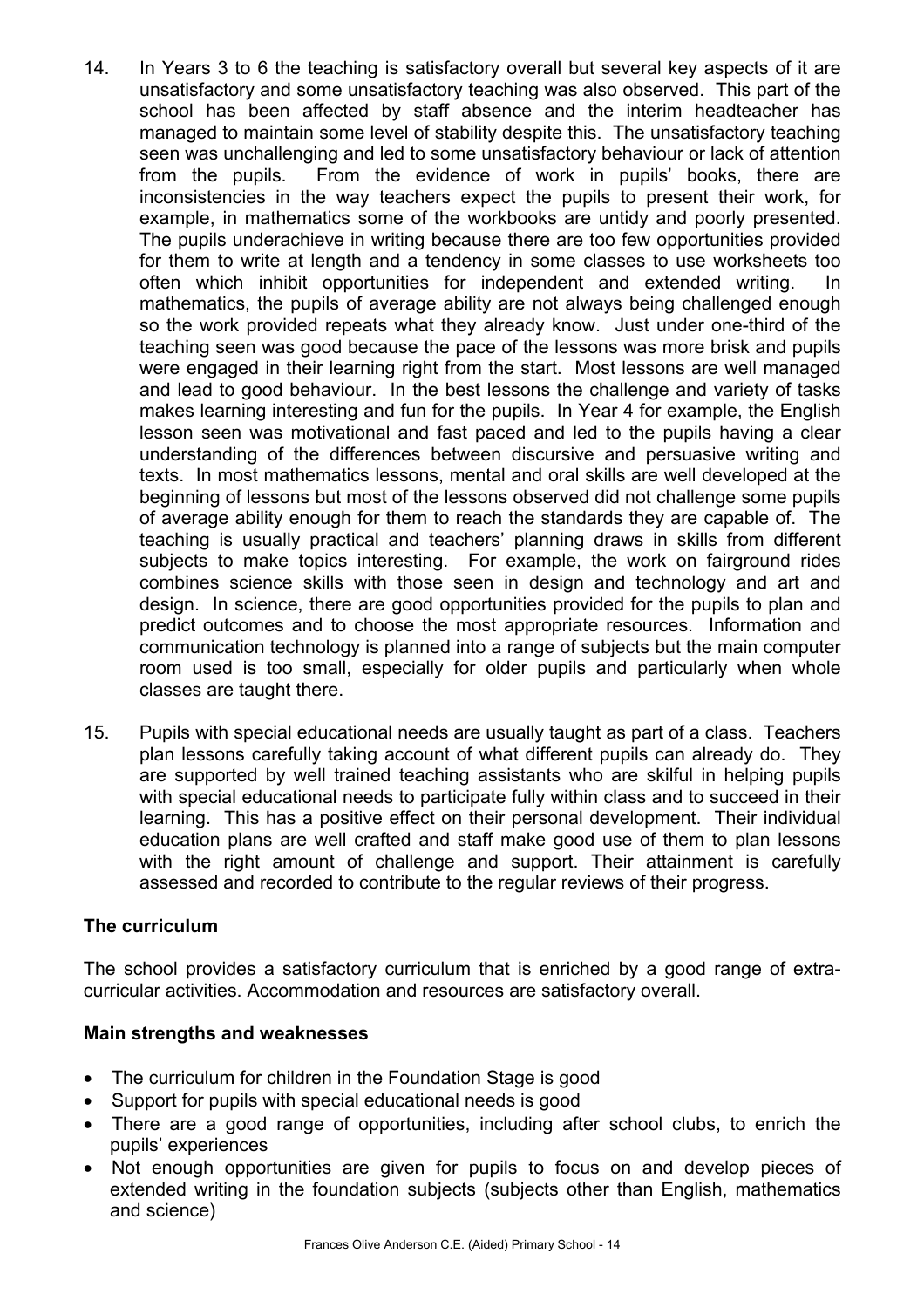14. In Years 3 to 6 the teaching is satisfactory overall but several key aspects of it are unsatisfactory and some unsatisfactory teaching was also observed. This part of the school has been affected by staff absence and the interim headteacher has managed to maintain some level of stability despite this. The unsatisfactory teaching seen was unchallenging and led to some unsatisfactory behaviour or lack of attention from the pupils. From the evidence of work in pupils' books, there are inconsistencies in the way teachers expect the pupils to present their work, for example, in mathematics some of the workbooks are untidy and poorly presented. The pupils underachieve in writing because there are too few opportunities provided for them to write at length and a tendency in some classes to use worksheets too often which inhibit opportunities for independent and extended writing. In mathematics, the pupils of average ability are not always being challenged enough so the work provided repeats what they already know. Just under one-third of the teaching seen was good because the pace of the lessons was more brisk and pupils were engaged in their learning right from the start. Most lessons are well managed and lead to good behaviour. In the best lessons the challenge and variety of tasks makes learning interesting and fun for the pupils. In Year 4 for example, the English lesson seen was motivational and fast paced and led to the pupils having a clear understanding of the differences between discursive and persuasive writing and texts. In most mathematics lessons, mental and oral skills are well developed at the beginning of lessons but most of the lessons observed did not challenge some pupils of average ability enough for them to reach the standards they are capable of. The teaching is usually practical and teachers' planning draws in skills from different subjects to make topics interesting. For example, the work on fairground rides combines science skills with those seen in design and technology and art and design. In science, there are good opportunities provided for the pupils to plan and predict outcomes and to choose the most appropriate resources. Information and communication technology is planned into a range of subjects but the main computer room used is too small, especially for older pupils and particularly when whole classes are taught there.

15. Pupils with special educational needs are usually taught as part of a class. Teachers plan lessons carefully taking account of what different pupils can already do. They are supported by well trained teaching assistants who are skilful in helping pupils with special educational needs to participate fully within class and to succeed in their learning. This has a positive effect on their personal development. Their individual education plans are well crafted and staff make good use of them to plan lessons with the right amount of challenge and support. Their attainment is carefully assessed and recorded to contribute to the regular reviews of their progress.

### The curriculum

The school provides a satisfactory curriculum that is enriched by a good range of extra-curricular activities. Accommodation and resources are satisfactory overall.

#### Main strengths and weaknesses

- The curriculum for children in the Foundation Stage is good
- Support for pupils with special educational needs is good
- There are a good range of opportunities, including after school clubs, to enrich the pupils' experiences
- Not enough opportunities are given for pupils to focus on and develop pieces of extended writing in the foundation subjects (subjects other than English, mathematics and science)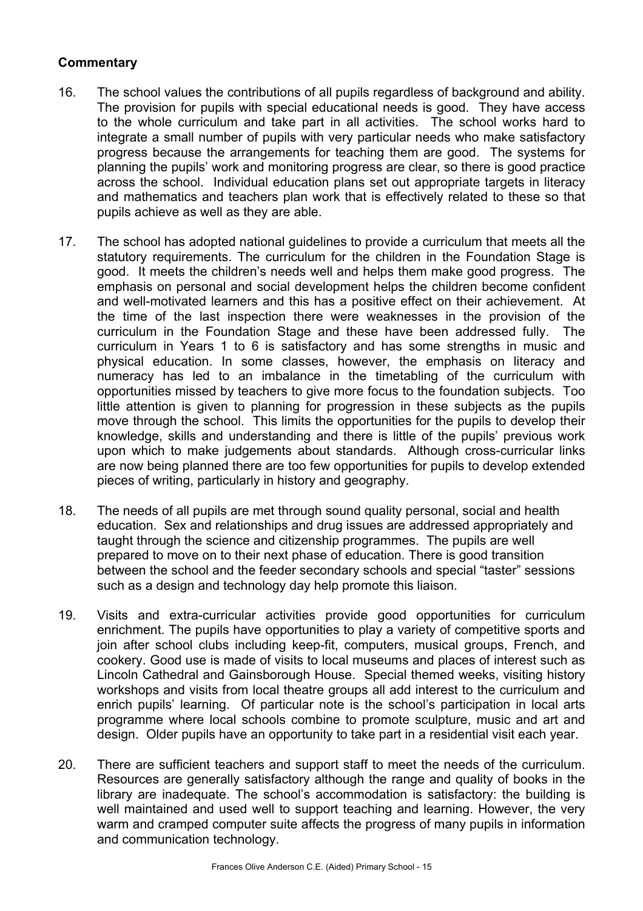**Commentary**

16. The school values the contributions of all pupils regardless of background and ability. The provision for pupils with special educational needs is good. They have access to the whole curriculum and take part in all activities. The school works hard to integrate a small number of pupils with very particular needs who make satisfactory progress because the arrangements for teaching them are good. The systems for planning the pupils' work and monitoring progress are clear, so there is good practice across the school. Individual education plans set out appropriate targets in literacy and mathematics and teachers plan work that is effectively related to these so that pupils achieve as well as they are able.

17. The school has adopted national guidelines to provide a curriculum that meets all the statutory requirements. The curriculum for the children in the Foundation Stage is good. It meets the children's needs well and helps them make good progress. The emphasis on personal and social development helps the children become confident and well-motivated learners and this has a positive effect on their achievement. At the time of the last inspection there were weaknesses in the provision of the curriculum in the Foundation Stage and these have been addressed fully. The curriculum in Years 1 to 6 is satisfactory and has some strengths in music and physical education. In some classes, however, the emphasis on literacy and numeracy has led to an imbalance in the timetabling of the curriculum with opportunities missed by teachers to give more focus to the foundation subjects. Too little attention is given to planning for progression in these subjects as the pupils move through the school. This limits the opportunities for the pupils to develop their knowledge, skills and understanding and there is little of the pupils' previous work upon which to make judgements about standards. Although cross-curricular links are now being planned there are too few opportunities for pupils to develop extended pieces of writing, particularly in history and geography.

18. The needs of all pupils are met through sound quality personal, social and health education. Sex and relationships and drug issues are addressed appropriately and taught through the science and citizenship programmes. The pupils are well prepared to move on to their next phase of education. There is good transition between the school and the feeder secondary schools and special "taster" sessions such as a design and technology day help promote this liaison.

19. Visits and extra-curricular activities provide good opportunities for curriculum enrichment. The pupils have opportunities to play a variety of competitive sports and join after school clubs including keep-fit, computers, musical groups, French, and cookery. Good use is made of visits to local museums and places of interest such as Lincoln Cathedral and Gainsborough House. Special themed weeks, visiting history workshops and visits from local theatre groups all add interest to the curriculum and enrich pupils' learning. Of particular note is the school's participation in local arts programme where local schools combine to promote sculpture, music and art and design. Older pupils have an opportunity to take part in a residential visit each year.

20. There are sufficient teachers and support staff to meet the needs of the curriculum. Resources are generally satisfactory although the range and quality of books in the library are inadequate. The school's accommodation is satisfactory: the building is well maintained and used well to support teaching and learning. However, the very warm and cramped computer suite affects the progress of many pupils in information and communication technology.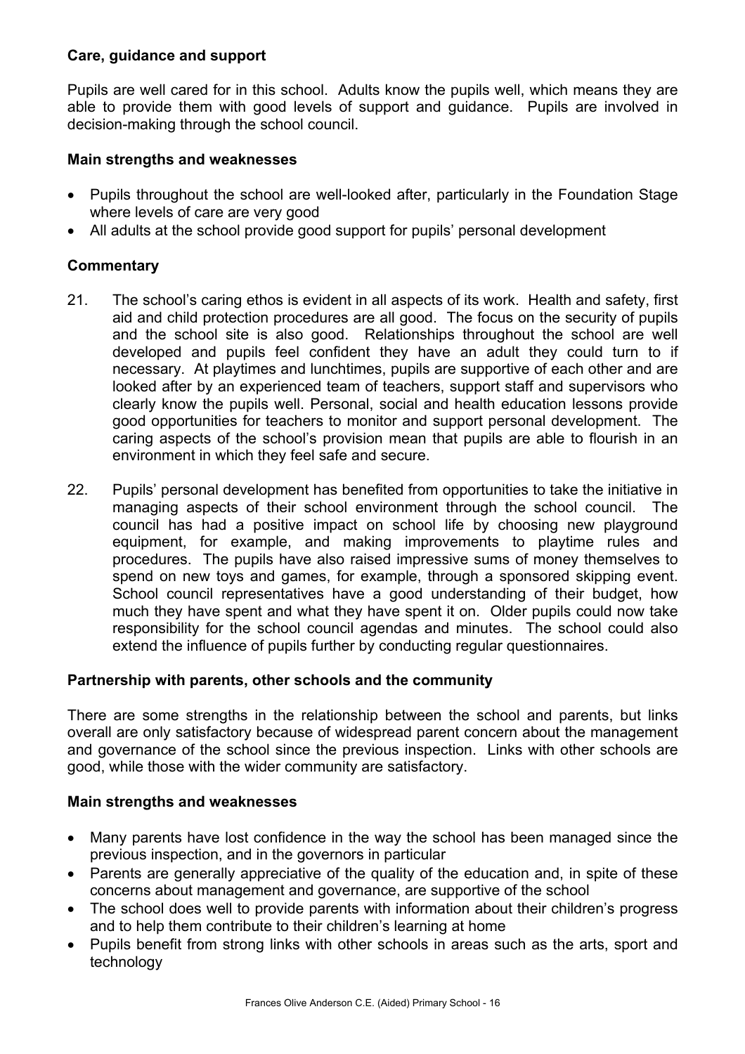### Care, guidance and support

Pupils are well cared for in this school. Adults know the pupils well, which means they are able to provide them with good levels of support and guidance. Pupils are involved in decision-making through the school council.

#### Main strengths and weaknesses

- Pupils throughout the school are well-looked after, particularly in the Foundation Stage where levels of care are very good
- All adults at the school provide good support for pupils' personal development

#### Commentary

21. The school's caring ethos is evident in all aspects of its work. Health and safety, first aid and child protection procedures are all good. The focus on the security of pupils and the school site is also good. Relationships throughout the school are well developed and pupils feel confident they have an adult they could turn to if necessary. At playtimes and lunchtimes, pupils are supportive of each other and are looked after by an experienced team of teachers, support staff and supervisors who clearly know the pupils well. Personal, social and health education lessons provide good opportunities for teachers to monitor and support personal development. The caring aspects of the school's provision mean that pupils are able to flourish in an environment in which they feel safe and secure.

22. Pupils' personal development has benefited from opportunities to take the initiative in managing aspects of their school environment through the school council. The council has had a positive impact on school life by choosing new playground equipment, for example, and making improvements to playtime rules and procedures. The pupils have also raised impressive sums of money themselves to spend on new toys and games, for example, through a sponsored skipping event. School council representatives have a good understanding of their budget, how much they have spent and what they have spent it on. Older pupils could now take responsibility for the school council agendas and minutes. The school could also extend the influence of pupils further by conducting regular questionnaires.

### Partnership with parents, other schools and the community

There are some strengths in the relationship between the school and parents, but links overall are only satisfactory because of widespread parent concern about the management and governance of the school since the previous inspection. Links with other schools are good, while those with the wider community are satisfactory.

#### Main strengths and weaknesses

- Many parents have lost confidence in the way the school has been managed since the previous inspection, and in the governors in particular
- Parents are generally appreciative of the quality of the education and, in spite of these concerns about management and governance, are supportive of the school
- The school does well to provide parents with information about their children's progress and to help them contribute to their children's learning at home
- Pupils benefit from strong links with other schools in areas such as the arts, sport and technology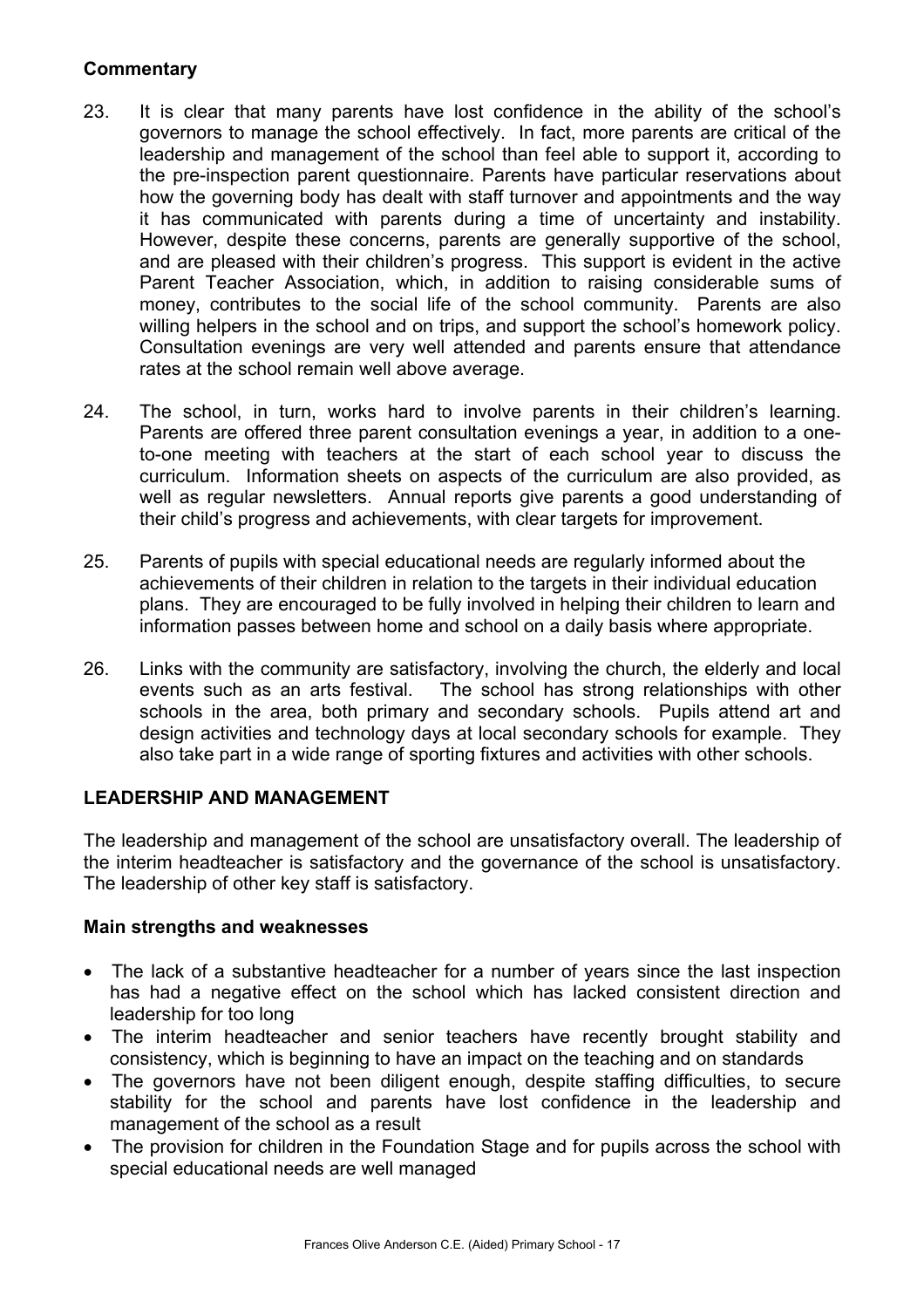**Commentary**

23. It is clear that many parents have lost confidence in the ability of the school's governors to manage the school effectively. In fact, more parents are critical of the leadership and management of the school than feel able to support it, according to the pre-inspection parent questionnaire. Parents have particular reservations about how the governing body has dealt with staff turnover and appointments and the way it has communicated with parents during a time of uncertainty and instability. However, despite these concerns, parents are generally supportive of the school, and are pleased with their children's progress. This support is evident in the active Parent Teacher Association, which, in addition to raising considerable sums of money, contributes to the social life of the school community. Parents are also willing helpers in the school and on trips, and support the school's homework policy. Consultation evenings are very well attended and parents ensure that attendance rates at the school remain well above average.

24. The school, in turn, works hard to involve parents in their children's learning. Parents are offered three parent consultation evenings a year, in addition to a one-to-one meeting with teachers at the start of each school year to discuss the curriculum. Information sheets on aspects of the curriculum are also provided, as well as regular newsletters. Annual reports give parents a good understanding of their child's progress and achievements, with clear targets for improvement.

25. Parents of pupils with special educational needs are regularly informed about the achievements of their children in relation to the targets in their individual education plans. They are encouraged to be fully involved in helping their children to learn and information passes between home and school on a daily basis where appropriate.

26. Links with the community are satisfactory, involving the church, the elderly and local events such as an arts festival. The school has strong relationships with other schools in the area, both primary and secondary schools. Pupils attend art and design activities and technology days at local secondary schools for example. They also take part in a wide range of sporting fixtures and activities with other schools.

## LEADERSHIP AND MANAGEMENT

The leadership and management of the school are unsatisfactory overall. The leadership of the interim headteacher is satisfactory and the governance of the school is unsatisfactory. The leadership of other key staff is satisfactory.

**Main strengths and weaknesses**

- The lack of a substantive headteacher for a number of years since the last inspection has had a negative effect on the school which has lacked consistent direction and leadership for too long
- The interim headteacher and senior teachers have recently brought stability and consistency, which is beginning to have an impact on the teaching and on standards
- The governors have not been diligent enough, despite staffing difficulties, to secure stability for the school and parents have lost confidence in the leadership and management of the school as a result
- The provision for children in the Foundation Stage and for pupils across the school with special educational needs are well managed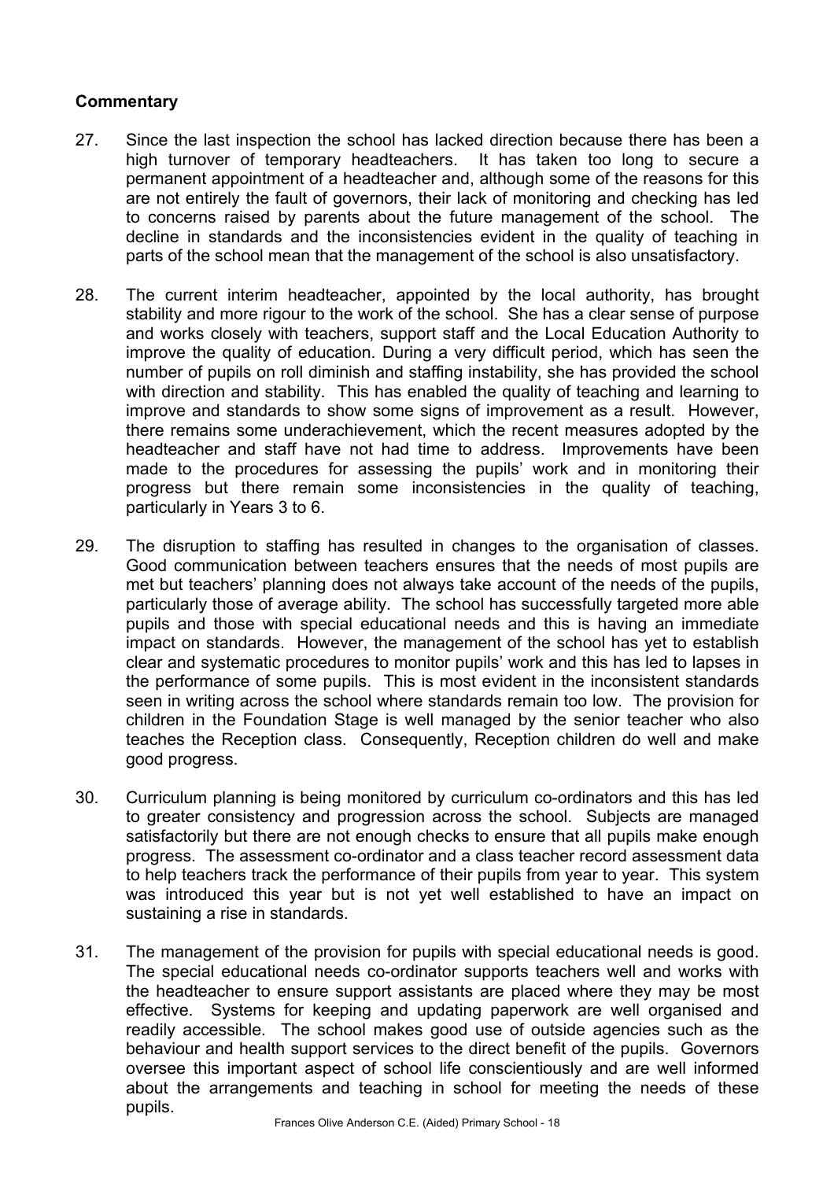**Commentary**

27. Since the last inspection the school has lacked direction because there has been a high turnover of temporary headteachers. It has taken too long to secure a permanent appointment of a headteacher and, although some of the reasons for this are not entirely the fault of governors, their lack of monitoring and checking has led to concerns raised by parents about the future management of the school. The decline in standards and the inconsistencies evident in the quality of teaching in parts of the school mean that the management of the school is also unsatisfactory.

28. The current interim headteacher, appointed by the local authority, has brought stability and more rigour to the work of the school. She has a clear sense of purpose and works closely with teachers, support staff and the Local Education Authority to improve the quality of education. During a very difficult period, which has seen the number of pupils on roll diminish and staffing instability, she has provided the school with direction and stability. This has enabled the quality of teaching and learning to improve and standards to show some signs of improvement as a result. However, there remains some underachievement, which the recent measures adopted by the headteacher and staff have not had time to address. Improvements have been made to the procedures for assessing the pupils' work and in monitoring their progress but there remain some inconsistencies in the quality of teaching, particularly in Years 3 to 6.

29. The disruption to staffing has resulted in changes to the organisation of classes. Good communication between teachers ensures that the needs of most pupils are met but teachers' planning does not always take account of the needs of the pupils, particularly those of average ability. The school has successfully targeted more able pupils and those with special educational needs and this is having an immediate impact on standards. However, the management of the school has yet to establish clear and systematic procedures to monitor pupils' work and this has led to lapses in the performance of some pupils. This is most evident in the inconsistent standards seen in writing across the school where standards remain too low. The provision for children in the Foundation Stage is well managed by the senior teacher who also teaches the Reception class. Consequently, Reception children do well and make good progress.

30. Curriculum planning is being monitored by curriculum co-ordinators and this has led to greater consistency and progression across the school. Subjects are managed satisfactorily but there are not enough checks to ensure that all pupils make enough progress. The assessment co-ordinator and a class teacher record assessment data to help teachers track the performance of their pupils from year to year. This system was introduced this year but is not yet well established to have an impact on sustaining a rise in standards.

31. The management of the provision for pupils with special educational needs is good. The special educational needs co-ordinator supports teachers well and works with the headteacher to ensure support assistants are placed where they may be most effective. Systems for keeping and updating paperwork are well organised and readily accessible. The school makes good use of outside agencies such as the behaviour and health support services to the direct benefit of the pupils. Governors oversee this important aspect of school life conscientiously and are well informed about the arrangements and teaching in school for meeting the needs of these pupils.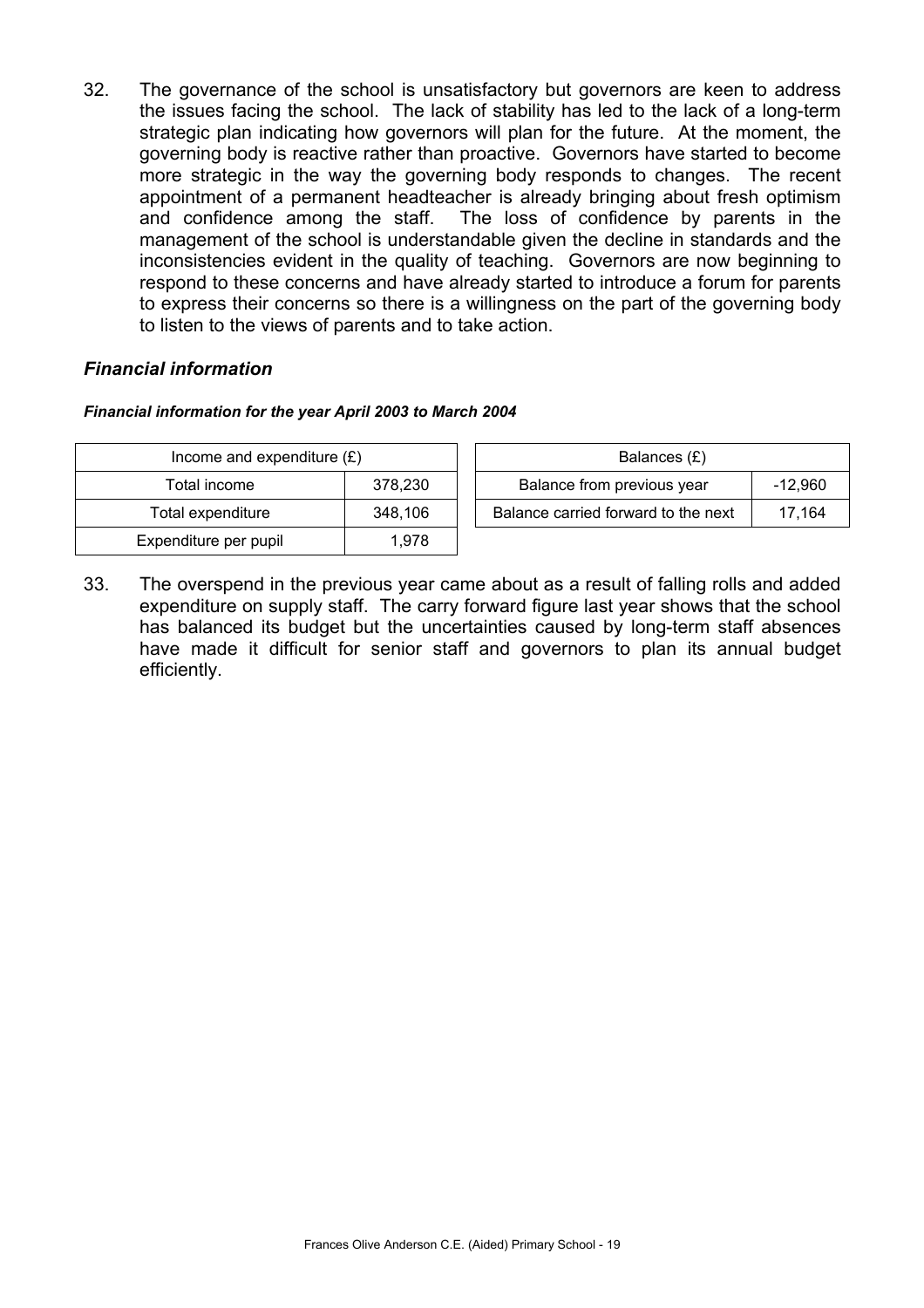32. The governance of the school is unsatisfactory but governors are keen to address the issues facing the school. The lack of stability has led to the lack of a long-term strategic plan indicating how governors will plan for the future. At the moment, the governing body is reactive rather than proactive. Governors have started to become more strategic in the way the governing body responds to changes. The recent appointment of a permanent headteacher is already bringing about fresh optimism and confidence among the staff. The loss of confidence by parents in the management of the school is understandable given the decline in standards and the inconsistencies evident in the quality of teaching. Governors are now beginning to respond to these concerns and have already started to introduce a forum for parents to express their concerns so there is a willingness on the part of the governing body to listen to the views of parents and to take action.

### *Financial information*

***Financial information for the year April 2003 to March 2004***

| Income and expenditure (£) | |
|---|---|
| Total income | 378,230 |
| Total expenditure | 348,106 |
| Expenditure per pupil | 1,978 |

| Balances (£) | |
|---|---|
| Balance from previous year | -12,960 |
| Balance carried forward to the next | 17,164 |

33. The overspend in the previous year came about as a result of falling rolls and added expenditure on supply staff. The carry forward figure last year shows that the school has balanced its budget but the uncertainties caused by long-term staff absences have made it difficult for senior staff and governors to plan its annual budget efficiently.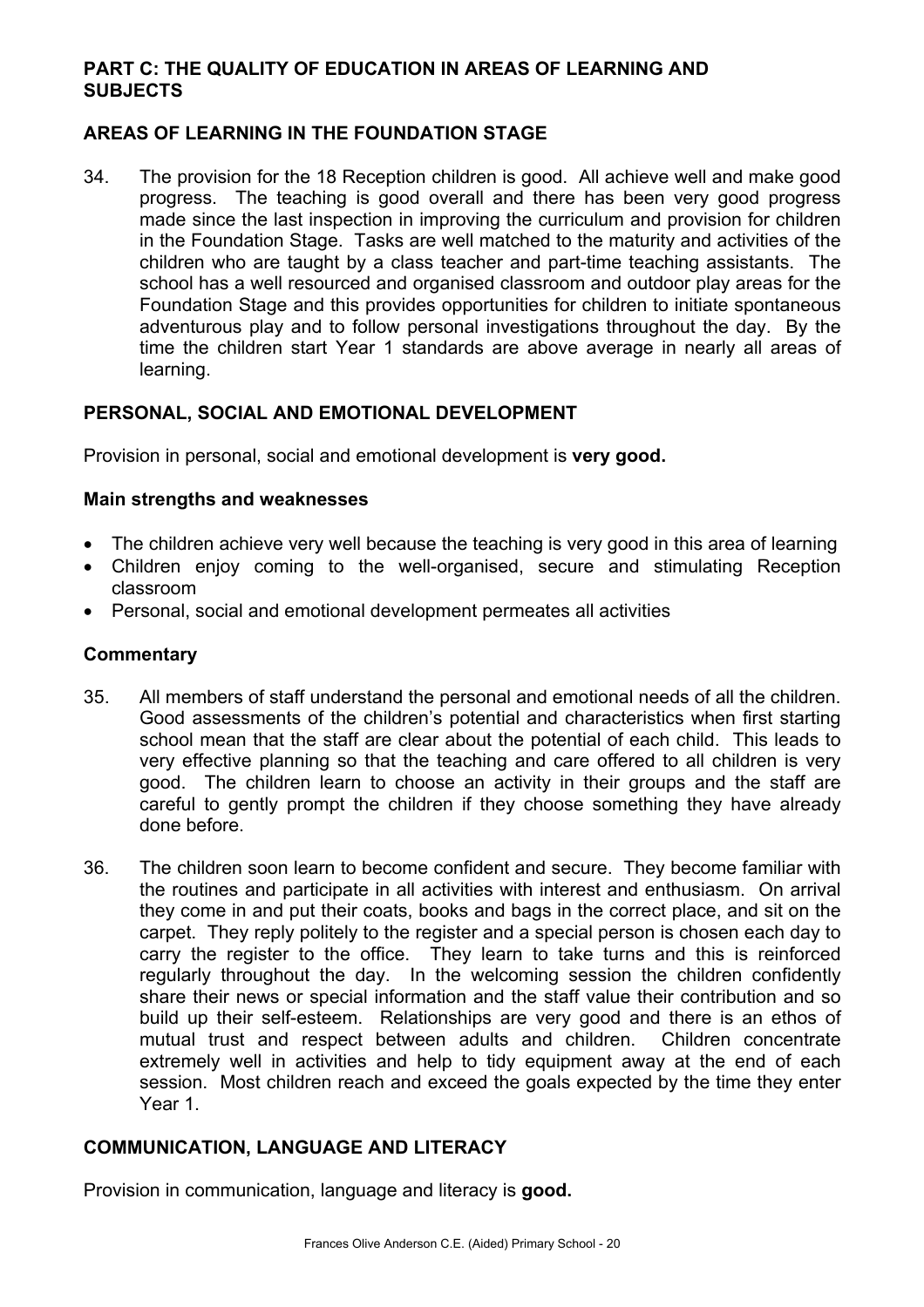## PART C: THE QUALITY OF EDUCATION IN AREAS OF LEARNING AND SUBJECTS

### AREAS OF LEARNING IN THE FOUNDATION STAGE

34. The provision for the 18 Reception children is good. All achieve well and make good progress. The teaching is good overall and there has been very good progress made since the last inspection in improving the curriculum and provision for children in the Foundation Stage. Tasks are well matched to the maturity and activities of the children who are taught by a class teacher and part-time teaching assistants. The school has a well resourced and organised classroom and outdoor play areas for the Foundation Stage and this provides opportunities for children to initiate spontaneous adventurous play and to follow personal investigations throughout the day. By the time the children start Year 1 standards are above average in nearly all areas of learning.

### PERSONAL, SOCIAL AND EMOTIONAL DEVELOPMENT

Provision in personal, social and emotional development is **very good.**

#### Main strengths and weaknesses

- The children achieve very well because the teaching is very good in this area of learning
- Children enjoy coming to the well-organised, secure and stimulating Reception classroom
- Personal, social and emotional development permeates all activities

#### Commentary

35. All members of staff understand the personal and emotional needs of all the children. Good assessments of the children's potential and characteristics when first starting school mean that the staff are clear about the potential of each child. This leads to very effective planning so that the teaching and care offered to all children is very good. The children learn to choose an activity in their groups and the staff are careful to gently prompt the children if they choose something they have already done before.

36. The children soon learn to become confident and secure. They become familiar with the routines and participate in all activities with interest and enthusiasm. On arrival they come in and put their coats, books and bags in the correct place, and sit on the carpet. They reply politely to the register and a special person is chosen each day to carry the register to the office. They learn to take turns and this is reinforced regularly throughout the day. In the welcoming session the children confidently share their news or special information and the staff value their contribution and so build up their self-esteem. Relationships are very good and there is an ethos of mutual trust and respect between adults and children. Children concentrate extremely well in activities and help to tidy equipment away at the end of each session. Most children reach and exceed the goals expected by the time they enter Year 1.

### COMMUNICATION, LANGUAGE AND LITERACY

Provision in communication, language and literacy is **good.**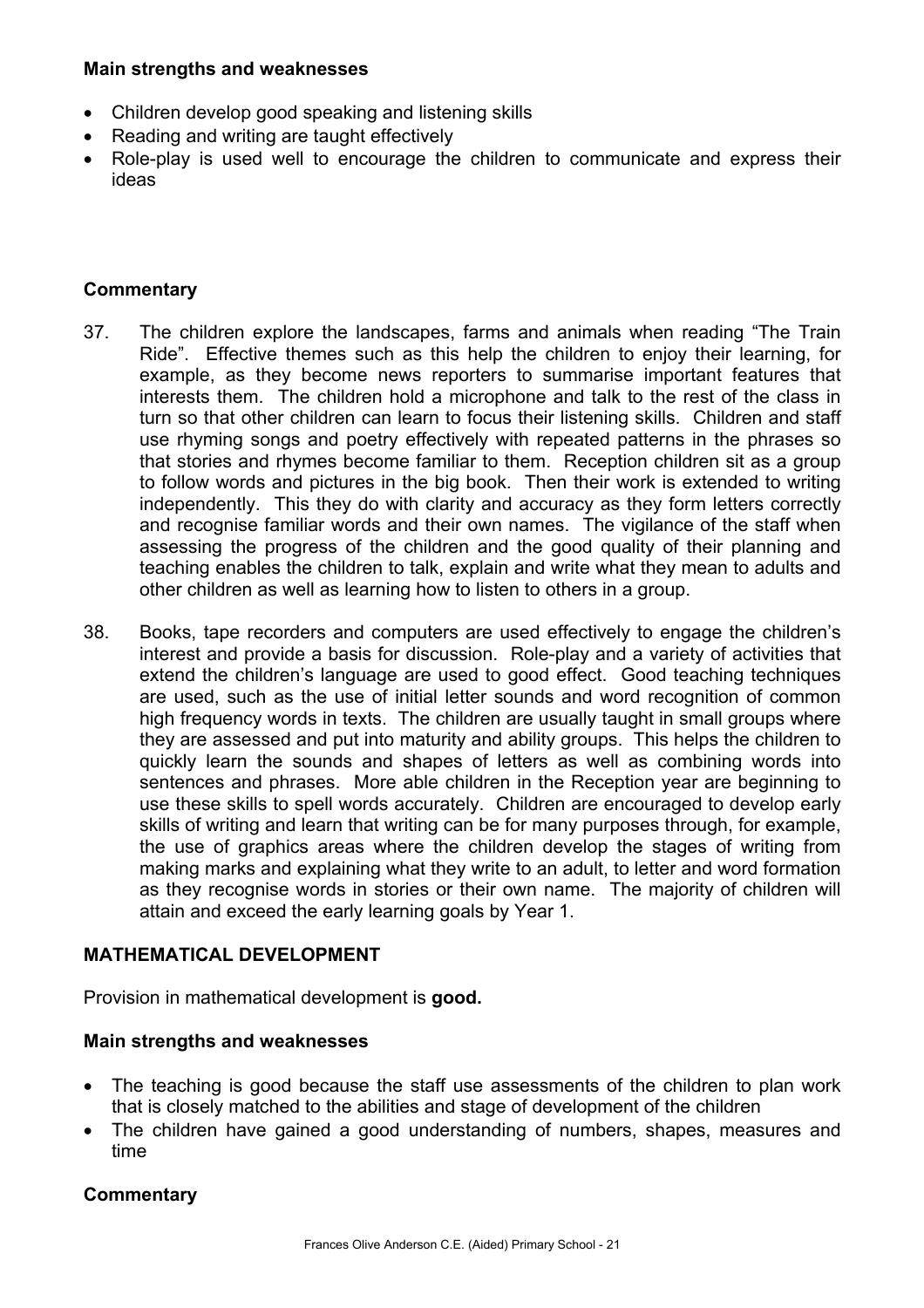**Main strengths and weaknesses**

- Children develop good speaking and listening skills
- Reading and writing are taught effectively
- Role-play is used well to encourage the children to communicate and express their ideas

**Commentary**

37. The children explore the landscapes, farms and animals when reading "The Train Ride". Effective themes such as this help the children to enjoy their learning, for example, as they become news reporters to summarise important features that interests them. The children hold a microphone and talk to the rest of the class in turn so that other children can learn to focus their listening skills. Children and staff use rhyming songs and poetry effectively with repeated patterns in the phrases so that stories and rhymes become familiar to them. Reception children sit as a group to follow words and pictures in the big book. Then their work is extended to writing independently. This they do with clarity and accuracy as they form letters correctly and recognise familiar words and their own names. The vigilance of the staff when assessing the progress of the children and the good quality of their planning and teaching enables the children to talk, explain and write what they mean to adults and other children as well as learning how to listen to others in a group.

38. Books, tape recorders and computers are used effectively to engage the children's interest and provide a basis for discussion. Role-play and a variety of activities that extend the children's language are used to good effect. Good teaching techniques are used, such as the use of initial letter sounds and word recognition of common high frequency words in texts. The children are usually taught in small groups where they are assessed and put into maturity and ability groups. This helps the children to quickly learn the sounds and shapes of letters as well as combining words into sentences and phrases. More able children in the Reception year are beginning to use these skills to spell words accurately. Children are encouraged to develop early skills of writing and learn that writing can be for many purposes through, for example, the use of graphics areas where the children develop the stages of writing from making marks and explaining what they write to an adult, to letter and word formation as they recognise words in stories or their own name. The majority of children will attain and exceed the early learning goals by Year 1.

## MATHEMATICAL DEVELOPMENT

Provision in mathematical development is **good.**

**Main strengths and weaknesses**

- The teaching is good because the staff use assessments of the children to plan work that is closely matched to the abilities and stage of development of the children
- The children have gained a good understanding of numbers, shapes, measures and time

**Commentary**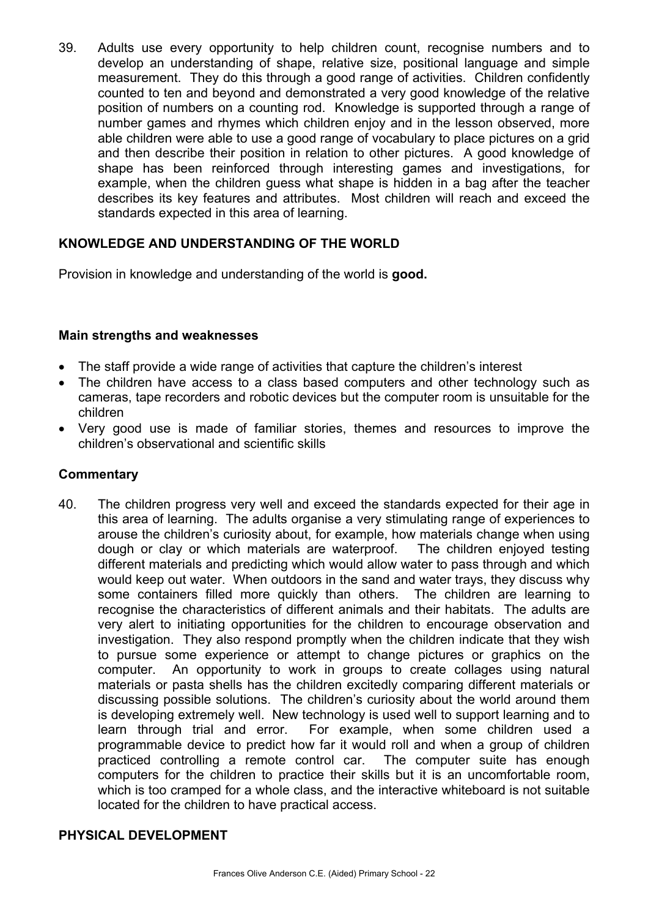39. Adults use every opportunity to help children count, recognise numbers and to develop an understanding of shape, relative size, positional language and simple measurement. They do this through a good range of activities. Children confidently counted to ten and beyond and demonstrated a very good knowledge of the relative position of numbers on a counting rod. Knowledge is supported through a range of number games and rhymes which children enjoy and in the lesson observed, more able children were able to use a good range of vocabulary to place pictures on a grid and then describe their position in relation to other pictures. A good knowledge of shape has been reinforced through interesting games and investigations, for example, when the children guess what shape is hidden in a bag after the teacher describes its key features and attributes. Most children will reach and exceed the standards expected in this area of learning.

## KNOWLEDGE AND UNDERSTANDING OF THE WORLD

Provision in knowledge and understanding of the world is **good.**

### Main strengths and weaknesses

- The staff provide a wide range of activities that capture the children's interest
- The children have access to a class based computers and other technology such as cameras, tape recorders and robotic devices but the computer room is unsuitable for the children
- Very good use is made of familiar stories, themes and resources to improve the children's observational and scientific skills

### Commentary

40. The children progress very well and exceed the standards expected for their age in this area of learning. The adults organise a very stimulating range of experiences to arouse the children's curiosity about, for example, how materials change when using dough or clay or which materials are waterproof. The children enjoyed testing different materials and predicting which would allow water to pass through and which would keep out water. When outdoors in the sand and water trays, they discuss why some containers filled more quickly than others. The children are learning to recognise the characteristics of different animals and their habitats. The adults are very alert to initiating opportunities for the children to encourage observation and investigation. They also respond promptly when the children indicate that they wish to pursue some experience or attempt to change pictures or graphics on the computer. An opportunity to work in groups to create collages using natural materials or pasta shells has the children excitedly comparing different materials or discussing possible solutions. The children's curiosity about the world around them is developing extremely well. New technology is used well to support learning and to learn through trial and error. For example, when some children used a programmable device to predict how far it would roll and when a group of children practiced controlling a remote control car. The computer suite has enough computers for the children to practise their skills but it is an uncomfortable room, which is too cramped for a whole class, and the interactive whiteboard is not suitable located for the children to have practical access.

## PHYSICAL DEVELOPMENT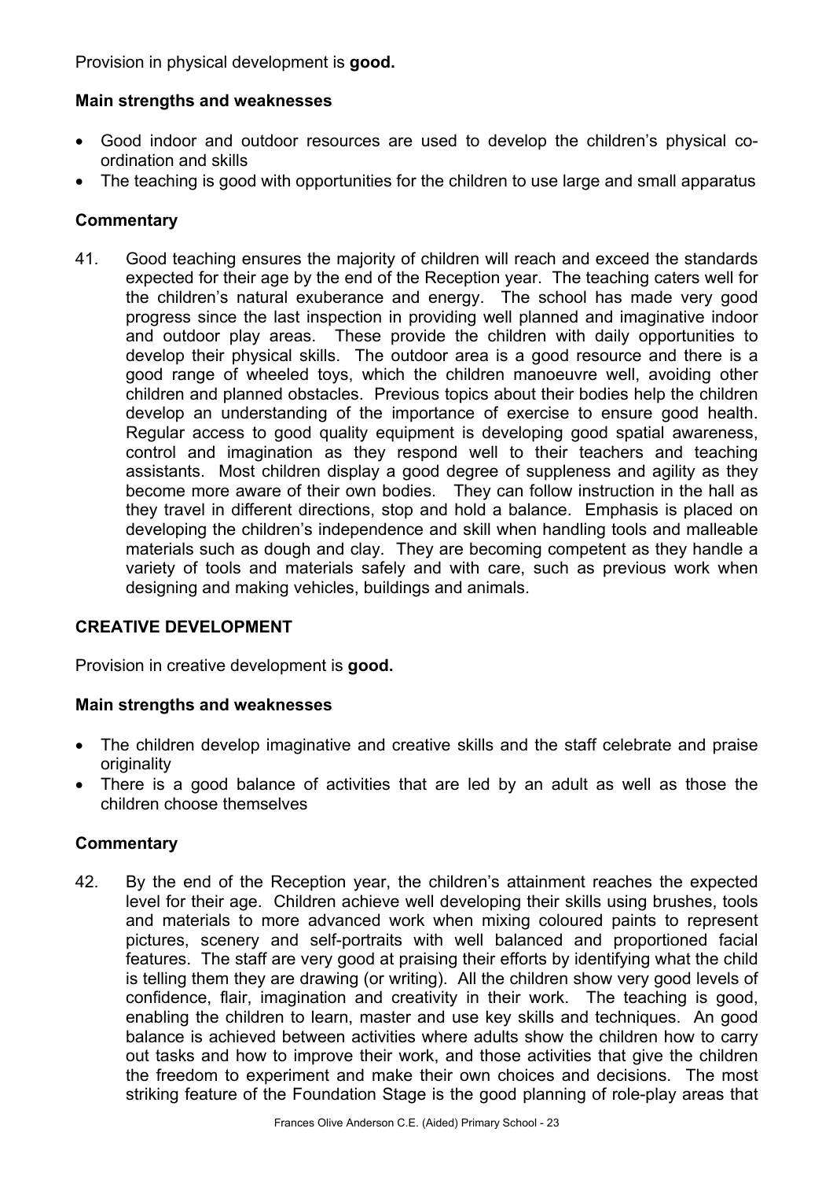Provision in physical development is **good.**

### Main strengths and weaknesses

- Good indoor and outdoor resources are used to develop the children's physical co-ordination and skills
- The teaching is good with opportunities for the children to use large and small apparatus

### Commentary

41. Good teaching ensures the majority of children will reach and exceed the standards expected for their age by the end of the Reception year. The teaching caters well for the children's natural exuberance and energy. The school has made very good progress since the last inspection in providing well planned and imaginative indoor and outdoor play areas. These provide the children with daily opportunities to develop their physical skills. The outdoor area is a good resource and there is a good range of wheeled toys, which the children manoeuvre well, avoiding other children and planned obstacles. Previous topics about their bodies help the children develop an understanding of the importance of exercise to ensure good health. Regular access to good quality equipment is developing good spatial awareness, control and imagination as they respond well to their teachers and teaching assistants. Most children display a good degree of suppleness and agility as they become more aware of their own bodies. They can follow instruction in the hall as they travel in different directions, stop and hold a balance. Emphasis is placed on developing the children's independence and skill when handling tools and malleable materials such as dough and clay. They are becoming competent as they handle a variety of tools and materials safely and with care, such as previous work when designing and making vehicles, buildings and animals.

## CREATIVE DEVELOPMENT

Provision in creative development is **good.**

### Main strengths and weaknesses

- The children develop imaginative and creative skills and the staff celebrate and praise originality
- There is a good balance of activities that are led by an adult as well as those the children choose themselves

### Commentary

42. By the end of the Reception year, the children's attainment reaches the expected level for their age. Children achieve well developing their skills using brushes, tools and materials to more advanced work when mixing coloured paints to represent pictures, scenery and self-portraits with well balanced and proportioned facial features. The staff are very good at praising their efforts by identifying what the child is telling them they are drawing (or writing). All the children show very good levels of confidence, flair, imagination and creativity in their work. The teaching is good, enabling the children to learn, master and use key skills and techniques. An good balance is achieved between activities where adults show the children how to carry out tasks and how to improve their work, and those activities that give the children the freedom to experiment and make their own choices and decisions. The most striking feature of the Foundation Stage is the good planning of role-play areas that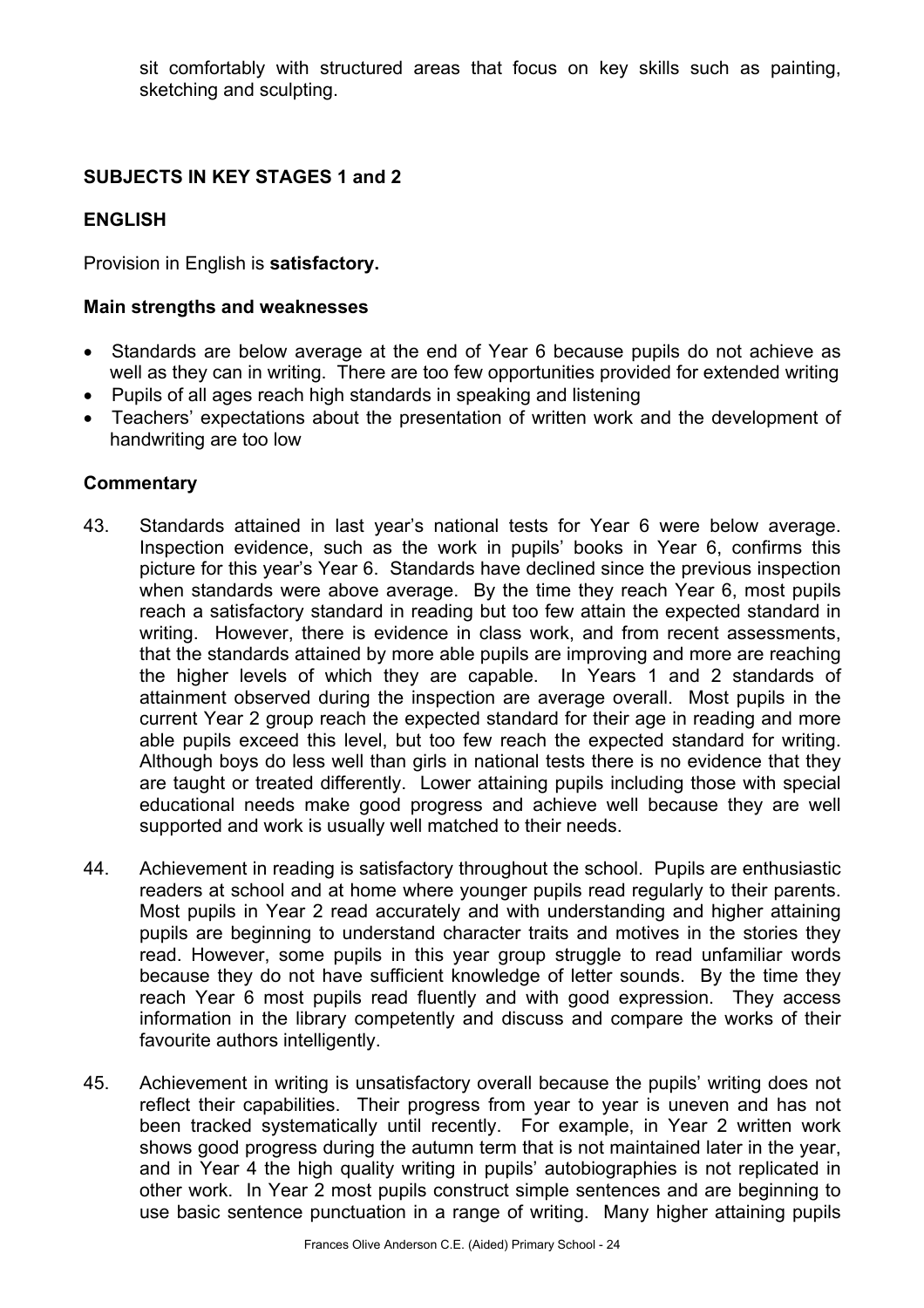sit comfortably with structured areas that focus on key skills such as painting, sketching and sculpting.

## SUBJECTS IN KEY STAGES 1 and 2

### ENGLISH

Provision in English is **satisfactory.**

#### Main strengths and weaknesses

- Standards are below average at the end of Year 6 because pupils do not achieve as well as they can in writing. There are too few opportunities provided for extended writing
- Pupils of all ages reach high standards in speaking and listening
- Teachers' expectations about the presentation of written work and the development of handwriting are too low

#### Commentary

43. Standards attained in last year's national tests for Year 6 were below average. Inspection evidence, such as the work in pupils' books in Year 6, confirms this picture for this year's Year 6. Standards have declined since the previous inspection when standards were above average. By the time they reach Year 6, most pupils reach a satisfactory standard in reading but too few attain the expected standard in writing. However, there is evidence in class work, and from recent assessments, that the standards attained by more able pupils are improving and more are reaching the higher levels of which they are capable. In Years 1 and 2 standards of attainment observed during the inspection are average overall. Most pupils in the current Year 2 group reach the expected standard for their age in reading and more able pupils exceed this level, but too few reach the expected standard for writing. Although boys do less well than girls in national tests there is no evidence that they are taught or treated differently. Lower attaining pupils including those with special educational needs make good progress and achieve well because they are well supported and work is usually well matched to their needs.

44. Achievement in reading is satisfactory throughout the school. Pupils are enthusiastic readers at school and at home where younger pupils read regularly to their parents. Most pupils in Year 2 read accurately and with understanding and higher attaining pupils are beginning to understand character traits and motives in the stories they read. However, some pupils in this year group struggle to read unfamiliar words because they do not have sufficient knowledge of letter sounds. By the time they reach Year 6 most pupils read fluently and with good expression. They access information in the library competently and discuss and compare the works of their favourite authors intelligently.

45. Achievement in writing is unsatisfactory overall because the pupils' writing does not reflect their capabilities. Their progress from year to year is uneven and has not been tracked systematically until recently. For example, in Year 2 written work shows good progress during the autumn term that is not maintained later in the year, and in Year 4 the high quality writing in pupils' autobiographies is not replicated in other work. In Year 2 most pupils construct simple sentences and are beginning to use basic sentence punctuation in a range of writing. Many higher attaining pupils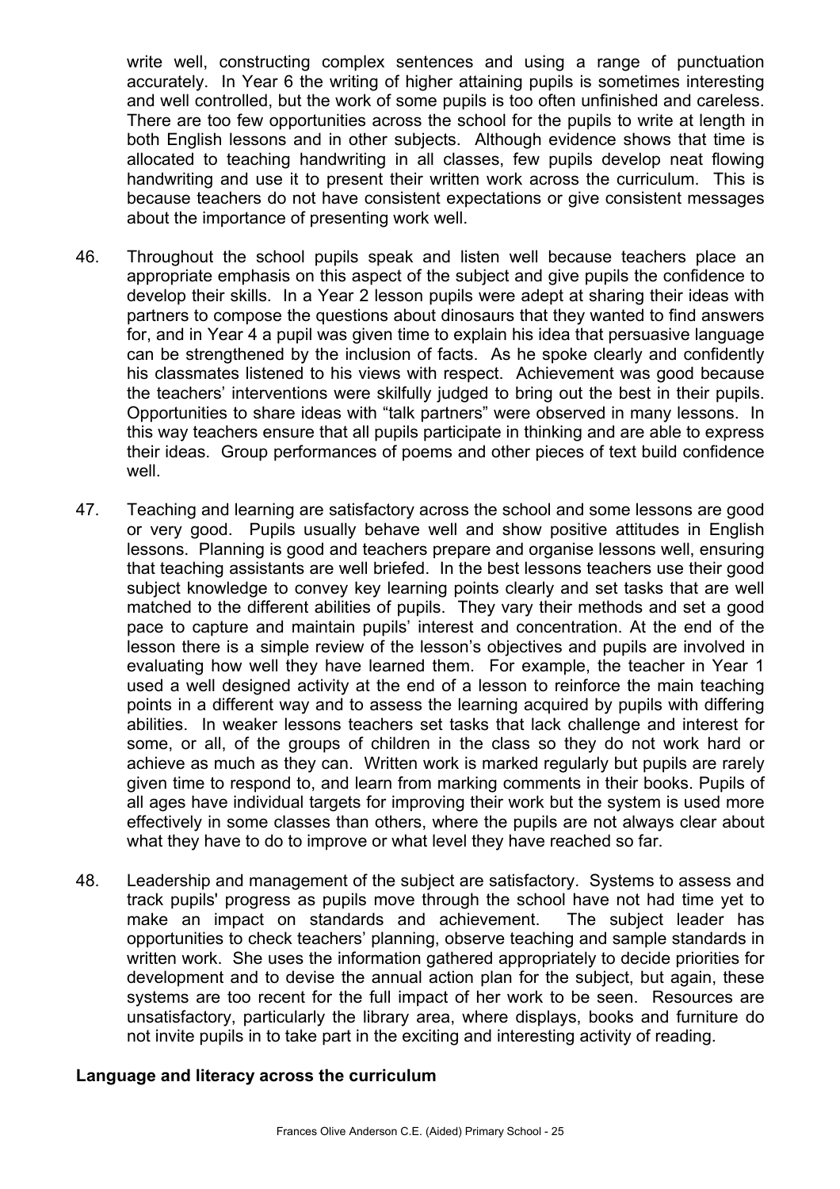write well, constructing complex sentences and using a range of punctuation accurately. In Year 6 the writing of higher attaining pupils is sometimes interesting and well controlled, but the work of some pupils is too often unfinished and careless. There are too few opportunities across the school for the pupils to write at length in both English lessons and in other subjects. Although evidence shows that time is allocated to teaching handwriting in all classes, few pupils develop neat flowing handwriting and use it to present their written work across the curriculum. This is because teachers do not have consistent expectations or give consistent messages about the importance of presenting work well.

46. Throughout the school pupils speak and listen well because teachers place an appropriate emphasis on this aspect of the subject and give pupils the confidence to develop their skills. In a Year 2 lesson pupils were adept at sharing their ideas with partners to compose the questions about dinosaurs that they wanted to find answers for, and in Year 4 a pupil was given time to explain his idea that persuasive language can be strengthened by the inclusion of facts. As he spoke clearly and confidently his classmates listened to his views with respect. Achievement was good because the teachers' interventions were skilfully judged to bring out the best in their pupils. Opportunities to share ideas with "talk partners" were observed in many lessons. In this way teachers ensure that all pupils participate in thinking and are able to express their ideas. Group performances of poems and other pieces of text build confidence well.

47. Teaching and learning are satisfactory across the school and some lessons are good or very good. Pupils usually behave well and show positive attitudes in English lessons. Planning is good and teachers prepare and organise lessons well, ensuring that teaching assistants are well briefed. In the best lessons teachers use their good subject knowledge to convey key learning points clearly and set tasks that are well matched to the different abilities of pupils. They vary their methods and set a good pace to capture and maintain pupils' interest and concentration. At the end of the lesson there is a simple review of the lesson's objectives and pupils are involved in evaluating how well they have learned them. For example, the teacher in Year 1 used a well designed activity at the end of a lesson to reinforce the main teaching points in a different way and to assess the learning acquired by pupils with differing abilities. In weaker lessons teachers set tasks that lack challenge and interest for some, or all, of the groups of children in the class so they do not work hard or achieve as much as they can. Written work is marked regularly but pupils are rarely given time to respond to, and learn from marking comments in their books. Pupils of all ages have individual targets for improving their work but the system is used more effectively in some classes than others, where the pupils are not always clear about what they have to do to improve or what level they have reached so far.

48. Leadership and management of the subject are satisfactory. Systems to assess and track pupils' progress as pupils move through the school have not had time yet to make an impact on standards and achievement. The subject leader has opportunities to check teachers' planning, observe teaching and sample standards in written work. She uses the information gathered appropriately to decide priorities for development and to devise the annual action plan for the subject, but again, these systems are too recent for the full impact of her work to be seen. Resources are unsatisfactory, particularly the library area, where displays, books and furniture do not invite pupils in to take part in the exciting and interesting activity of reading.

**Language and literacy across the curriculum**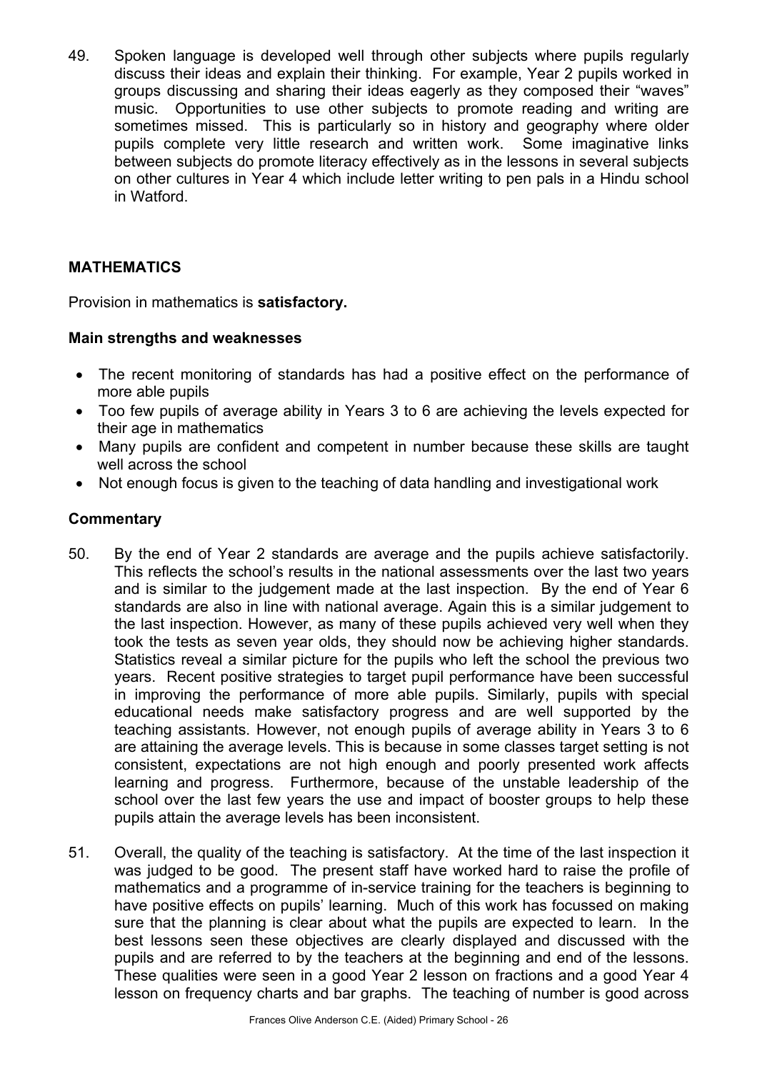49. Spoken language is developed well through other subjects where pupils regularly discuss their ideas and explain their thinking. For example, Year 2 pupils worked in groups discussing and sharing their ideas eagerly as they composed their "waves" music. Opportunities to use other subjects to promote reading and writing are sometimes missed. This is particularly so in history and geography where older pupils complete very little research and written work. Some imaginative links between subjects do promote literacy effectively as in the lessons in several subjects on other cultures in Year 4 which include letter writing to pen pals in a Hindu school in Watford.

## MATHEMATICS

Provision in mathematics is **satisfactory.**

### Main strengths and weaknesses

- The recent monitoring of standards has had a positive effect on the performance of more able pupils
- Too few pupils of average ability in Years 3 to 6 are achieving the levels expected for their age in mathematics
- Many pupils are confident and competent in number because these skills are taught well across the school
- Not enough focus is given to the teaching of data handling and investigational work

### Commentary

50. By the end of Year 2 standards are average and the pupils achieve satisfactorily. This reflects the school's results in the national assessments over the last two years and is similar to the judgement made at the last inspection. By the end of Year 6 standards are also in line with national average. Again this is a similar judgement to the last inspection. However, as many of these pupils achieved very well when they took the tests as seven year olds, they should now be achieving higher standards. Statistics reveal a similar picture for the pupils who left the school the previous two years. Recent positive strategies to target pupil performance have been successful in improving the performance of more able pupils. Similarly, pupils with special educational needs make satisfactory progress and are well supported by the teaching assistants. However, not enough pupils of average ability in Years 3 to 6 are attaining the average levels. This is because in some classes target setting is not consistent, expectations are not high enough and poorly presented work affects learning and progress. Furthermore, because of the unstable leadership of the school over the last few years the use and impact of booster groups to help these pupils attain the average levels has been inconsistent.

51. Overall, the quality of the teaching is satisfactory. At the time of the last inspection it was judged to be good. The present staff have worked hard to raise the profile of mathematics and a programme of in-service training for the teachers is beginning to have positive effects on pupils' learning. Much of this work has focussed on making sure that the planning is clear about what the pupils are expected to learn. In the best lessons seen these objectives are clearly displayed and discussed with the pupils and are referred to by the teachers at the beginning and end of the lessons. These qualities were seen in a good Year 2 lesson on fractions and a good Year 4 lesson on frequency charts and bar graphs. The teaching of number is good across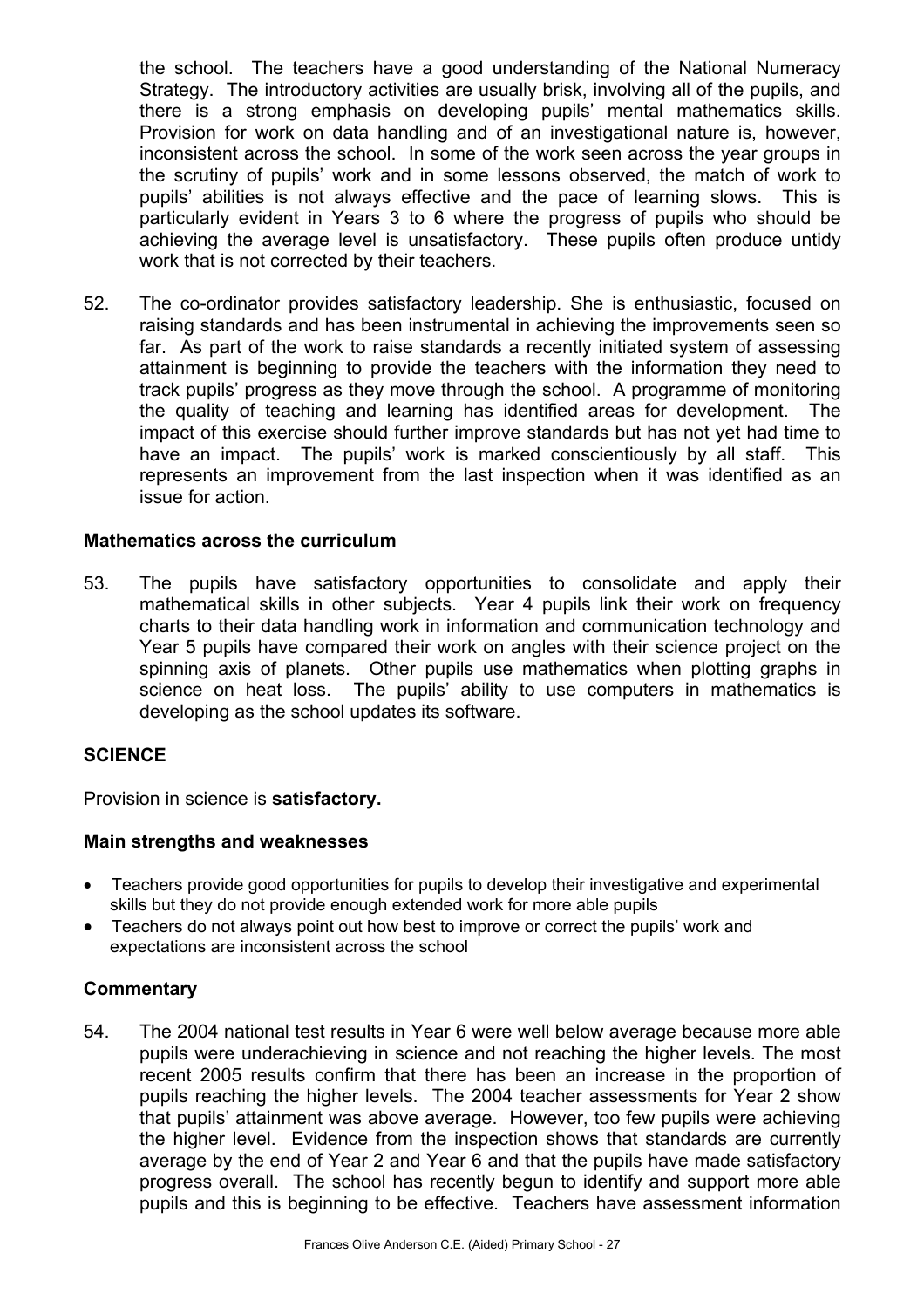the school. The teachers have a good understanding of the National Numeracy Strategy. The introductory activities are usually brisk, involving all of the pupils, and there is a strong emphasis on developing pupils' mental mathematics skills. Provision for work on data handling and of an investigational nature is, however, inconsistent across the school. In some of the work seen across the year groups in the scrutiny of pupils' work and in some lessons observed, the match of work to pupils' abilities is not always effective and the pace of learning slows. This is particularly evident in Years 3 to 6 where the progress of pupils who should be achieving the average level is unsatisfactory. These pupils often produce untidy work that is not corrected by their teachers.

52. The co-ordinator provides satisfactory leadership. She is enthusiastic, focused on raising standards and has been instrumental in achieving the improvements seen so far. As part of the work to raise standards a recently initiated system of assessing attainment is beginning to provide the teachers with the information they need to track pupils' progress as they move through the school. A programme of monitoring the quality of teaching and learning has identified areas for development. The impact of this exercise should further improve standards but has not yet had time to have an impact. The pupils' work is marked conscientiously by all staff. This represents an improvement from the last inspection when it was identified as an issue for action.

### Mathematics across the curriculum

53. The pupils have satisfactory opportunities to consolidate and apply their mathematical skills in other subjects. Year 4 pupils link their work on frequency charts to their data handling work in information and communication technology and Year 5 pupils have compared their work on angles with their science project on the spinning axis of planets. Other pupils use mathematics when plotting graphs in science on heat loss. The pupils' ability to use computers in mathematics is developing as the school updates its software.

## SCIENCE

Provision in science is **satisfactory.**

### Main strengths and weaknesses

- Teachers provide good opportunities for pupils to develop their investigative and experimental skills but they do not provide enough extended work for more able pupils
- Teachers do not always point out how best to improve or correct the pupils' work and expectations are inconsistent across the school

### Commentary

54. The 2004 national test results in Year 6 were well below average because more able pupils were underachieving in science and not reaching the higher levels. The most recent 2005 results confirm that there has been an increase in the proportion of pupils reaching the higher levels. The 2004 teacher assessments for Year 2 show that pupils' attainment was above average. However, too few pupils were achieving the higher level. Evidence from the inspection shows that standards are currently average by the end of Year 2 and Year 6 and that the pupils have made satisfactory progress overall. The school has recently begun to identify and support more able pupils and this is beginning to be effective. Teachers have assessment information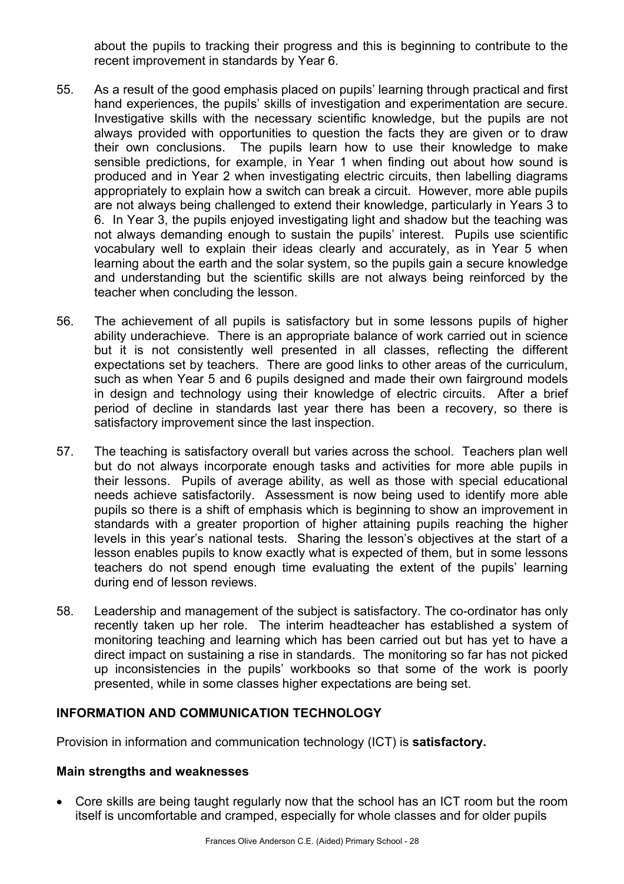about the pupils to tracking their progress and this is beginning to contribute to the recent improvement in standards by Year 6.

55. As a result of the good emphasis placed on pupils' learning through practical and first hand experiences, the pupils' skills of investigation and experimentation are secure. Investigative skills with the necessary scientific knowledge, but the pupils are not always provided with opportunities to question the facts they are given or to draw their own conclusions. The pupils learn how to use their knowledge to make sensible predictions, for example, in Year 1 when finding out about how sound is produced and in Year 2 when investigating electric circuits, then labelling diagrams appropriately to explain how a switch can break a circuit. However, more able pupils are not always being challenged to extend their knowledge, particularly in Years 3 to 6. In Year 3, the pupils enjoyed investigating light and shadow but the teaching was not always demanding enough to sustain the pupils' interest. Pupils use scientific vocabulary well to explain their ideas clearly and accurately, as in Year 5 when learning about the earth and the solar system, so the pupils gain a secure knowledge and understanding but the scientific skills are not always being reinforced by the teacher when concluding the lesson.

56. The achievement of all pupils is satisfactory but in some lessons pupils of higher ability underachieve. There is an appropriate balance of work carried out in science but it is not consistently well presented in all classes, reflecting the different expectations set by teachers. There are good links to other areas of the curriculum, such as when Year 5 and 6 pupils designed and made their own fairground models in design and technology using their knowledge of electric circuits. After a brief period of decline in standards last year there has been a recovery, so there is satisfactory improvement since the last inspection.

57. The teaching is satisfactory overall but varies across the school. Teachers plan well but do not always incorporate enough tasks and activities for more able pupils in their lessons. Pupils of average ability, as well as those with special educational needs achieve satisfactorily. Assessment is now being used to identify more able pupils so there is a shift of emphasis which is beginning to show an improvement in standards with a greater proportion of higher attaining pupils reaching the higher levels in this year's national tests. Sharing the lesson's objectives at the start of a lesson enables pupils to know exactly what is expected of them, but in some lessons teachers do not spend enough time evaluating the extent of the pupils' learning during end of lesson reviews.

58. Leadership and management of the subject is satisfactory. The co-ordinator has only recently taken up her role. The interim headteacher has established a system of monitoring teaching and learning which has been carried out but has yet to have a direct impact on sustaining a rise in standards. The monitoring so far has not picked up inconsistencies in the pupils' workbooks so that some of the work is poorly presented, while in some classes higher expectations are being set.

## INFORMATION AND COMMUNICATION TECHNOLOGY

Provision in information and communication technology (ICT) is **satisfactory.**

### Main strengths and weaknesses

- Core skills are being taught regularly now that the school has an ICT room but the room itself is uncomfortable and cramped, especially for whole classes and for older pupils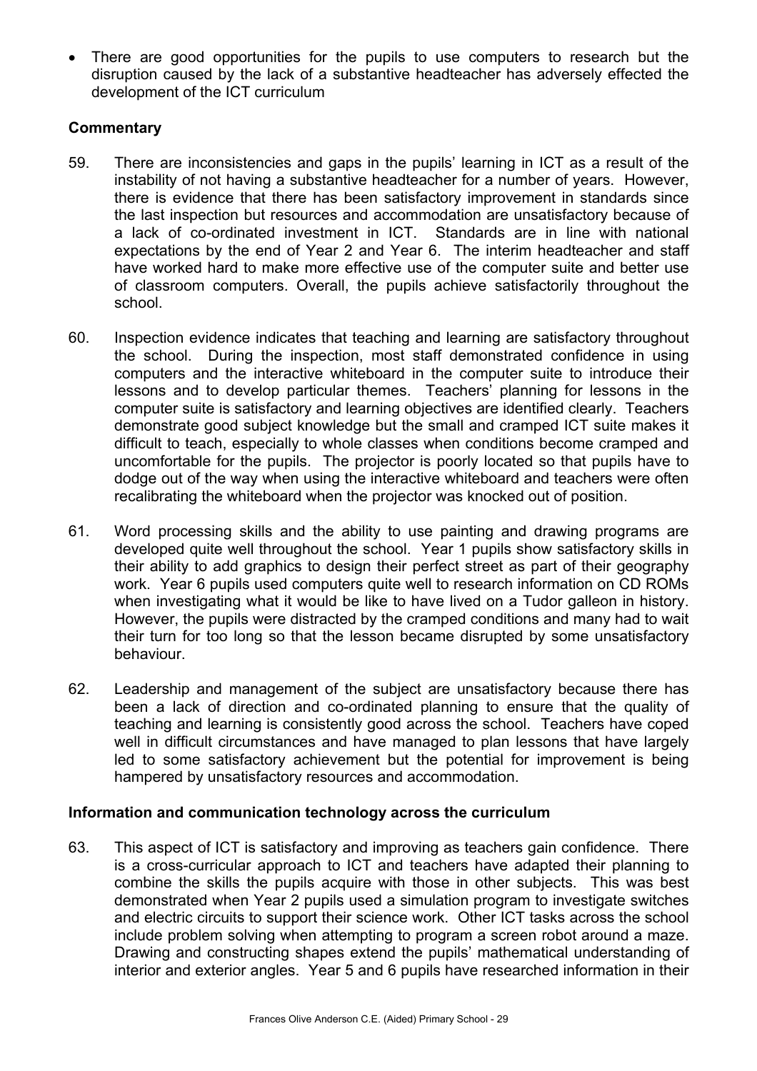- There are good opportunities for the pupils to use computers to research but the disruption caused by the lack of a substantive headteacher has adversely effected the development of the ICT curriculum

### Commentary

59. There are inconsistencies and gaps in the pupils' learning in ICT as a result of the instability of not having a substantive headteacher for a number of years. However, there is evidence that there has been satisfactory improvement in standards since the last inspection but resources and accommodation are unsatisfactory because of a lack of co-ordinated investment in ICT. Standards are in line with national expectations by the end of Year 2 and Year 6. The interim headteacher and staff have worked hard to make more effective use of the computer suite and better use of classroom computers. Overall, the pupils achieve satisfactorily throughout the school.

60. Inspection evidence indicates that teaching and learning are satisfactory throughout the school. During the inspection, most staff demonstrated confidence in using computers and the interactive whiteboard in the computer suite to introduce their lessons and to develop particular themes. Teachers' planning for lessons in the computer suite is satisfactory and learning objectives are identified clearly. Teachers demonstrate good subject knowledge but the small and cramped ICT suite makes it difficult to teach, especially to whole classes when conditions become cramped and uncomfortable for the pupils. The projector is poorly located so that pupils have to dodge out of the way when using the interactive whiteboard and teachers were often recalibrating the whiteboard when the projector was knocked out of position.

61. Word processing skills and the ability to use painting and drawing programs are developed quite well throughout the school. Year 1 pupils show satisfactory skills in their ability to add graphics to design their perfect street as part of their geography work. Year 6 pupils used computers quite well to research information on CD ROMs when investigating what it would be like to have lived on a Tudor galleon in history. However, the pupils were distracted by the cramped conditions and many had to wait their turn for too long so that the lesson became disrupted by some unsatisfactory behaviour.

62. Leadership and management of the subject are unsatisfactory because there has been a lack of direction and co-ordinated planning to ensure that the quality of teaching and learning is consistently good across the school. Teachers have coped well in difficult circumstances and have managed to plan lessons that have largely led to some satisfactory achievement but the potential for improvement is being hampered by unsatisfactory resources and accommodation.

### Information and communication technology across the curriculum

63. This aspect of ICT is satisfactory and improving as teachers gain confidence. There is a cross-curricular approach to ICT and teachers have adapted their planning to combine the skills the pupils acquire with those in other subjects. This was best demonstrated when Year 2 pupils used a simulation program to investigate switches and electric circuits to support their science work. Other ICT tasks across the school include problem solving when attempting to program a screen robot around a maze. Drawing and constructing shapes extend the pupils' mathematical understanding of interior and exterior angles. Year 5 and 6 pupils have researched information in their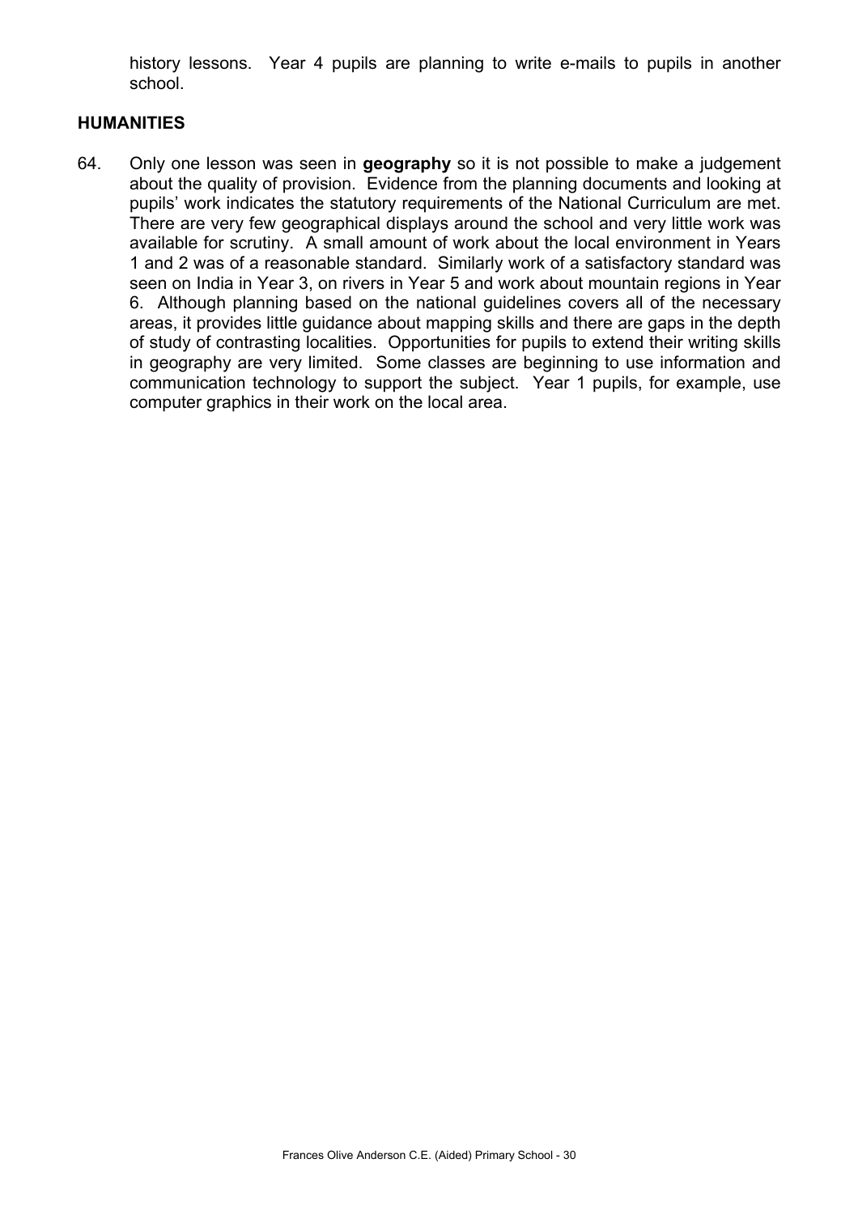history lessons. Year 4 pupils are planning to write e-mails to pupils in another school.

## HUMANITIES

64. Only one lesson was seen in **geography** so it is not possible to make a judgement about the quality of provision. Evidence from the planning documents and looking at pupils' work indicates the statutory requirements of the National Curriculum are met. There are very few geographical displays around the school and very little work was available for scrutiny. A small amount of work about the local environment in Years 1 and 2 was of a reasonable standard. Similarly work of a satisfactory standard was seen on India in Year 3, on rivers in Year 5 and work about mountain regions in Year 6. Although planning based on the national guidelines covers all of the necessary areas, it provides little guidance about mapping skills and there are gaps in the depth of study of contrasting localities. Opportunities for pupils to extend their writing skills in geography are very limited. Some classes are beginning to use information and communication technology to support the subject. Year 1 pupils, for example, use computer graphics in their work on the local area.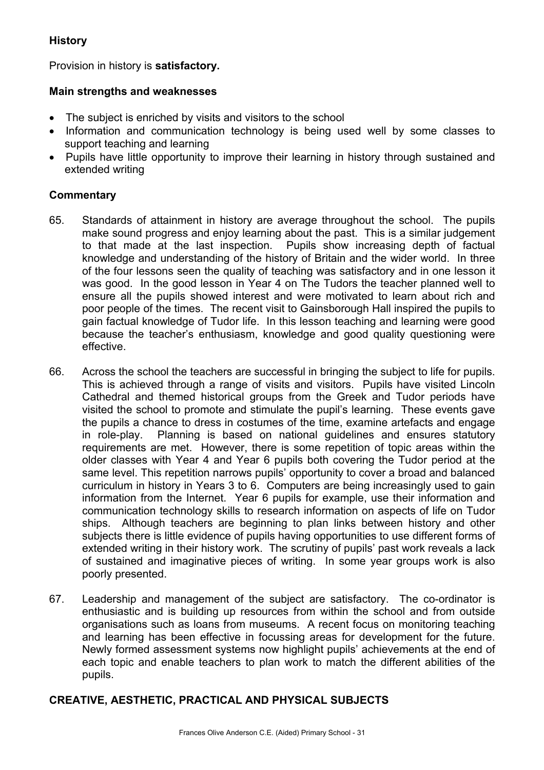### History

Provision in history is **satisfactory.**

#### Main strengths and weaknesses

- The subject is enriched by visits and visitors to the school
- Information and communication technology is being used well by some classes to support teaching and learning
- Pupils have little opportunity to improve their learning in history through sustained and extended writing

#### Commentary

65. Standards of attainment in history are average throughout the school. The pupils make sound progress and enjoy learning about the past. This is a similar judgement to that made at the last inspection. Pupils show increasing depth of factual knowledge and understanding of the history of Britain and the wider world. In three of the four lessons seen the quality of teaching was satisfactory and in one lesson it was good. In the good lesson in Year 4 on The Tudors the teacher planned well to ensure all the pupils showed interest and were motivated to learn about rich and poor people of the times. The recent visit to Gainsborough Hall inspired the pupils to gain factual knowledge of Tudor life. In this lesson teaching and learning were good because the teacher's enthusiasm, knowledge and good quality questioning were effective.

66. Across the school the teachers are successful in bringing the subject to life for pupils. This is achieved through a range of visits and visitors. Pupils have visited Lincoln Cathedral and themed historical groups from the Greek and Tudor periods have visited the school to promote and stimulate the pupil's learning. These events gave the pupils a chance to dress in costumes of the time, examine artefacts and engage in role-play. Planning is based on national guidelines and ensures statutory requirements are met. However, there is some repetition of topic areas within the older classes with Year 4 and Year 6 pupils both covering the Tudor period at the same level. This repetition narrows pupils' opportunity to cover a broad and balanced curriculum in history in Years 3 to 6. Computers are being increasingly used to gain information from the Internet. Year 6 pupils for example, use their information and communication technology skills to research information on aspects of life on Tudor ships. Although teachers are beginning to plan links between history and other subjects there is little evidence of pupils having opportunities to use different forms of extended writing in their history work. The scrutiny of pupils' past work reveals a lack of sustained and imaginative pieces of writing. In some year groups work is also poorly presented.

67. Leadership and management of the subject are satisfactory. The co-ordinator is enthusiastic and is building up resources from within the school and from outside organisations such as loans from museums. A recent focus on monitoring teaching and learning has been effective in focussing areas for development for the future. Newly formed assessment systems now highlight pupils' achievements at the end of each topic and enable teachers to plan work to match the different abilities of the pupils.

## CREATIVE, AESTHETIC, PRACTICAL AND PHYSICAL SUBJECTS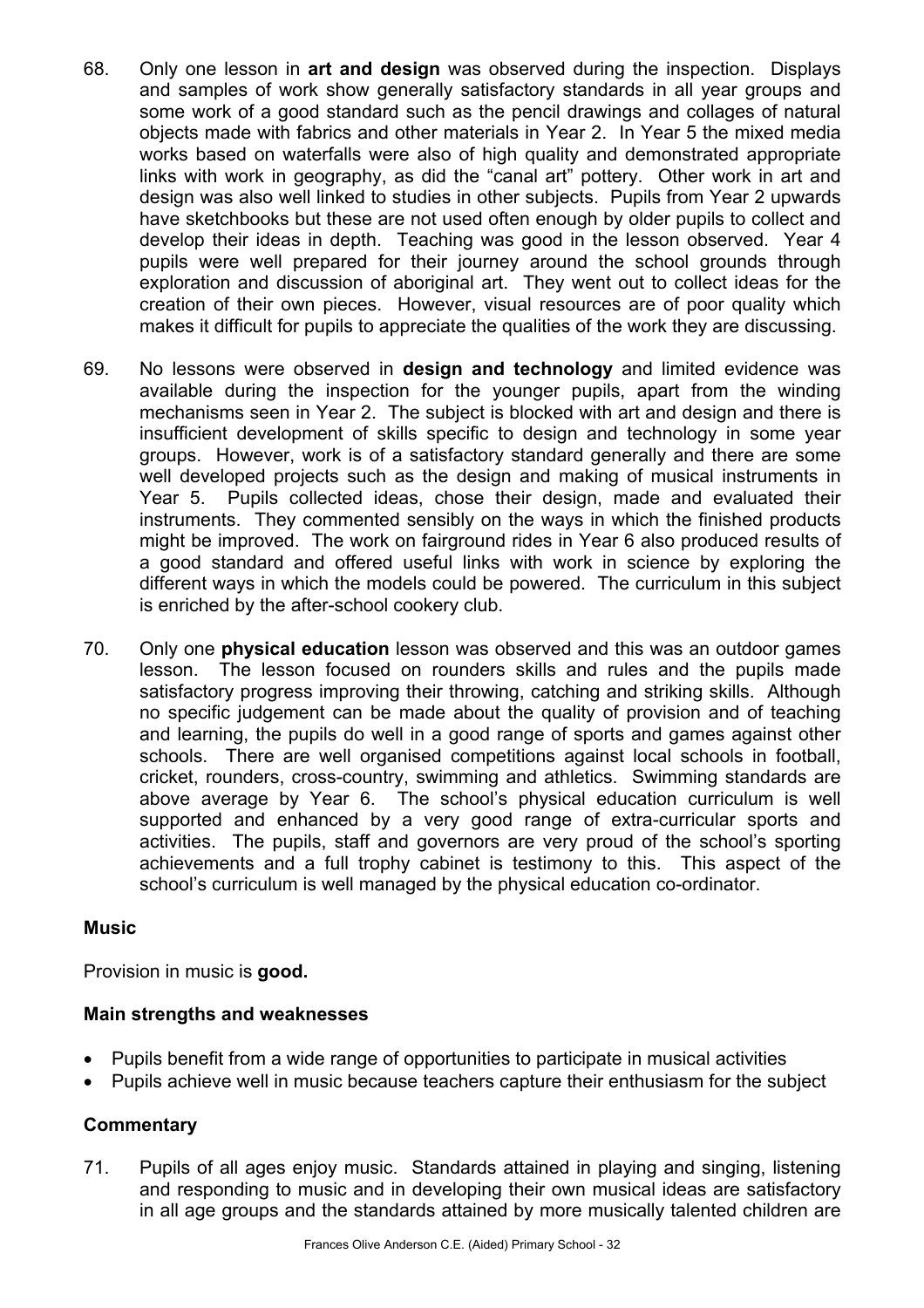68. Only one lesson in **art and design** was observed during the inspection. Displays and samples of work show generally satisfactory standards in all year groups and some work of a good standard such as the pencil drawings and collages of natural objects made with fabrics and other materials in Year 2. In Year 5 the mixed media works based on waterfalls were also of high quality and demonstrated appropriate links with work in geography, as did the "canal art" pottery. Other work in art and design was also well linked to studies in other subjects. Pupils from Year 2 upwards have sketchbooks but these are not used often enough by older pupils to collect and develop their ideas in depth. Teaching was good in the lesson observed. Year 4 pupils were well prepared for their journey around the school grounds through exploration and discussion of aboriginal art. They went out to collect ideas for the creation of their own pieces. However, visual resources are of poor quality which makes it difficult for pupils to appreciate the qualities of the work they are discussing.

69. No lessons were observed in **design and technology** and limited evidence was available during the inspection for the younger pupils, apart from the winding mechanisms seen in Year 2. The subject is blocked with art and design and there is insufficient development of skills specific to design and technology in some year groups. However, work is of a satisfactory standard generally and there are some well developed projects such as the design and making of musical instruments in Year 5. Pupils collected ideas, chose their design, made and evaluated their instruments. They commented sensibly on the ways in which the finished products might be improved. The work on fairground rides in Year 6 also produced results of a good standard and offered useful links with work in science by exploring the different ways in which the models could be powered. The curriculum in this subject is enriched by the after-school cookery club.

70. Only one **physical education** lesson was observed and this was an outdoor games lesson. The lesson focused on rounders skills and rules and the pupils made satisfactory progress improving their throwing, catching and striking skills. Although no specific judgement can be made about the quality of provision and of teaching and learning, the pupils do well in a good range of sports and games against other schools. There are well organised competitions against local schools in football, cricket, rounders, cross-country, swimming and athletics. Swimming standards are above average by Year 6. The school's physical education curriculum is well supported and enhanced by a very good range of extra-curricular sports and activities. The pupils, staff and governors are very proud of the school's sporting achievements and a full trophy cabinet is testimony to this. This aspect of the school's curriculum is well managed by the physical education co-ordinator.

### Music

Provision in music is **good.**

#### Main strengths and weaknesses

- Pupils benefit from a wide range of opportunities to participate in musical activities
- Pupils achieve well in music because teachers capture their enthusiasm for the subject

#### Commentary

71. Pupils of all ages enjoy music. Standards attained in playing and singing, listening and responding to music and in developing their own musical ideas are satisfactory in all age groups and the standards attained by more musically talented children are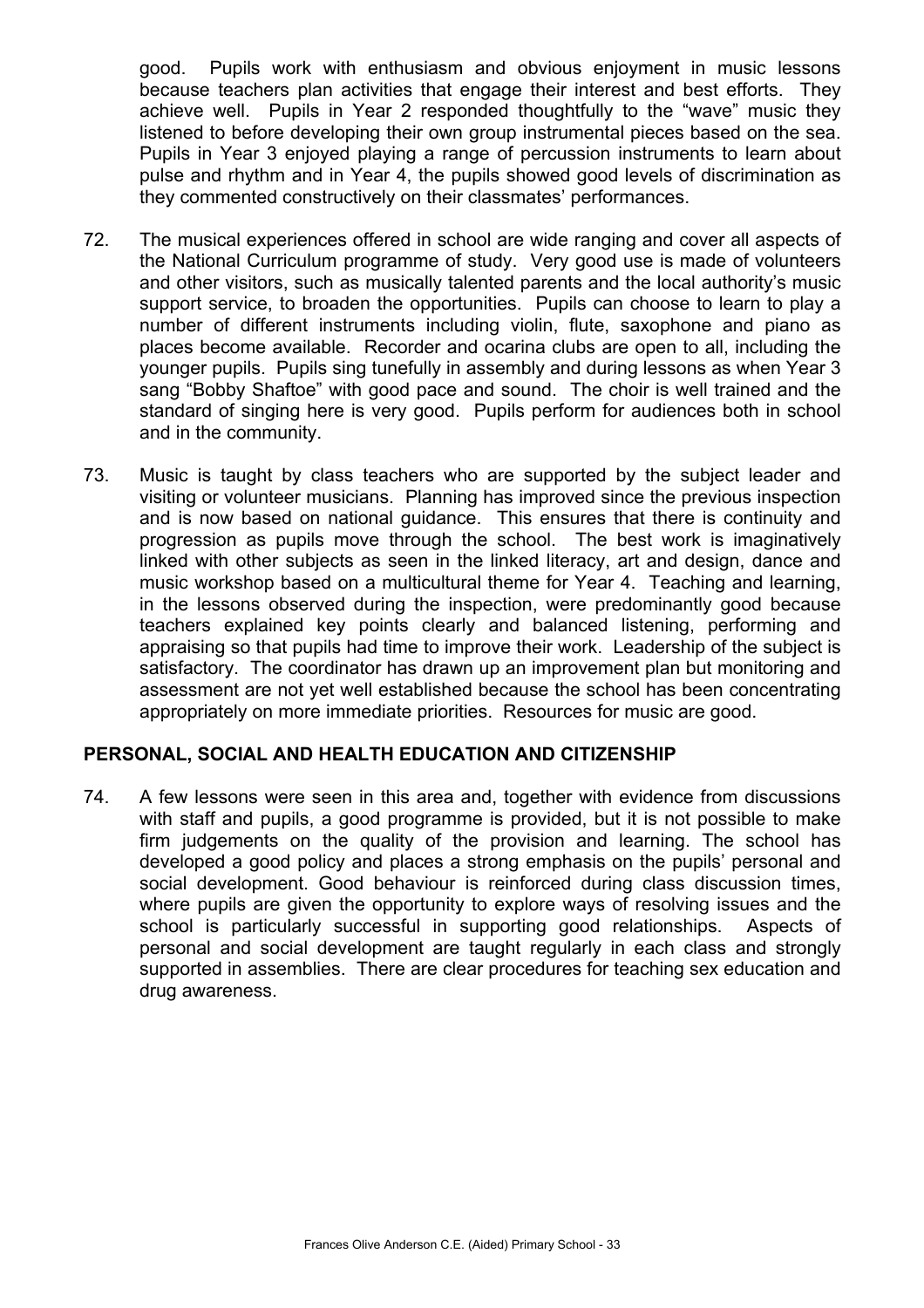good. Pupils work with enthusiasm and obvious enjoyment in music lessons because teachers plan activities that engage their interest and best efforts. They achieve well. Pupils in Year 2 responded thoughtfully to the "wave" music they listened to before developing their own group instrumental pieces based on the sea. Pupils in Year 3 enjoyed playing a range of percussion instruments to learn about pulse and rhythm and in Year 4, the pupils showed good levels of discrimination as they commented constructively on their classmates' performances.

72. The musical experiences offered in school are wide ranging and cover all aspects of the National Curriculum programme of study. Very good use is made of volunteers and other visitors, such as musically talented parents and the local authority's music support service, to broaden the opportunities. Pupils can choose to learn to play a number of different instruments including violin, flute, saxophone and piano as places become available. Recorder and ocarina clubs are open to all, including the younger pupils. Pupils sing tunefully in assembly and during lessons as when Year 3 sang "Bobby Shaftoe" with good pace and sound. The choir is well trained and the standard of singing here is very good. Pupils perform for audiences both in school and in the community.

73. Music is taught by class teachers who are supported by the subject leader and visiting or volunteer musicians. Planning has improved since the previous inspection and is now based on national guidance. This ensures that there is continuity and progression as pupils move through the school. The best work is imaginatively linked with other subjects as seen in the linked literacy, art and design, dance and music workshop based on a multicultural theme for Year 4. Teaching and learning, in the lessons observed during the inspection, were predominantly good because teachers explained key points clearly and balanced listening, performing and appraising so that pupils had time to improve their work. Leadership of the subject is satisfactory. The coordinator has drawn up an improvement plan but monitoring and assessment are not yet well established because the school has been concentrating appropriately on more immediate priorities. Resources for music are good.

## PERSONAL, SOCIAL AND HEALTH EDUCATION AND CITIZENSHIP

74. A few lessons were seen in this area and, together with evidence from discussions with staff and pupils, a good programme is provided, but it is not possible to make firm judgements on the quality of the provision and learning. The school has developed a good policy and places a strong emphasis on the pupils' personal and social development. Good behaviour is reinforced during class discussion times, where pupils are given the opportunity to explore ways of resolving issues and the school is particularly successful in supporting good relationships. Aspects of personal and social development are taught regularly in each class and strongly supported in assemblies. There are clear procedures for teaching sex education and drug awareness.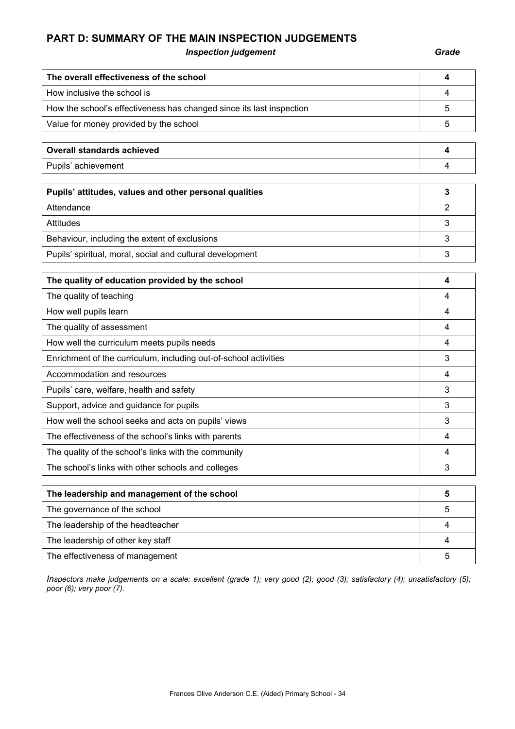## PART D: SUMMARY OF THE MAIN INSPECTION JUDGEMENTS

| *Inspection judgement* | *Grade* |
|---|---|
| **The overall effectiveness of the school** | **4** |
| How inclusive the school is | 4 |
| How the school's effectiveness has changed since its last inspection | 5 |
| Value for money provided by the school | 5 |
| **Overall standards achieved** | **4** |
| Pupils' achievement | 4 |
| **Pupils' attitudes, values and other personal qualities** | **3** |
| Attendance | 2 |
| Attitudes | 3 |
| Behaviour, including the extent of exclusions | 3 |
| Pupils' spiritual, moral, social and cultural development | 3 |
| **The quality of education provided by the school** | **4** |
| The quality of teaching | 4 |
| How well pupils learn | 4 |
| The quality of assessment | 4 |
| How well the curriculum meets pupils needs | 4 |
| Enrichment of the curriculum, including out-of-school activities | 3 |
| Accommodation and resources | 4 |
| Pupils' care, welfare, health and safety | 3 |
| Support, advice and guidance for pupils | 3 |
| How well the school seeks and acts on pupils' views | 3 |
| The effectiveness of the school's links with parents | 4 |
| The quality of the school's links with the community | 4 |
| The school's links with other schools and colleges | 3 |
| **The leadership and management of the school** | **5** |
| The governance of the school | 5 |
| The leadership of the headteacher | 4 |
| The leadership of other key staff | 4 |
| The effectiveness of management | 5 |

*Inspectors make judgements on a scale: excellent (grade 1); very good (2); good (3); satisfactory (4); unsatisfactory (5); poor (6); very poor (7).*